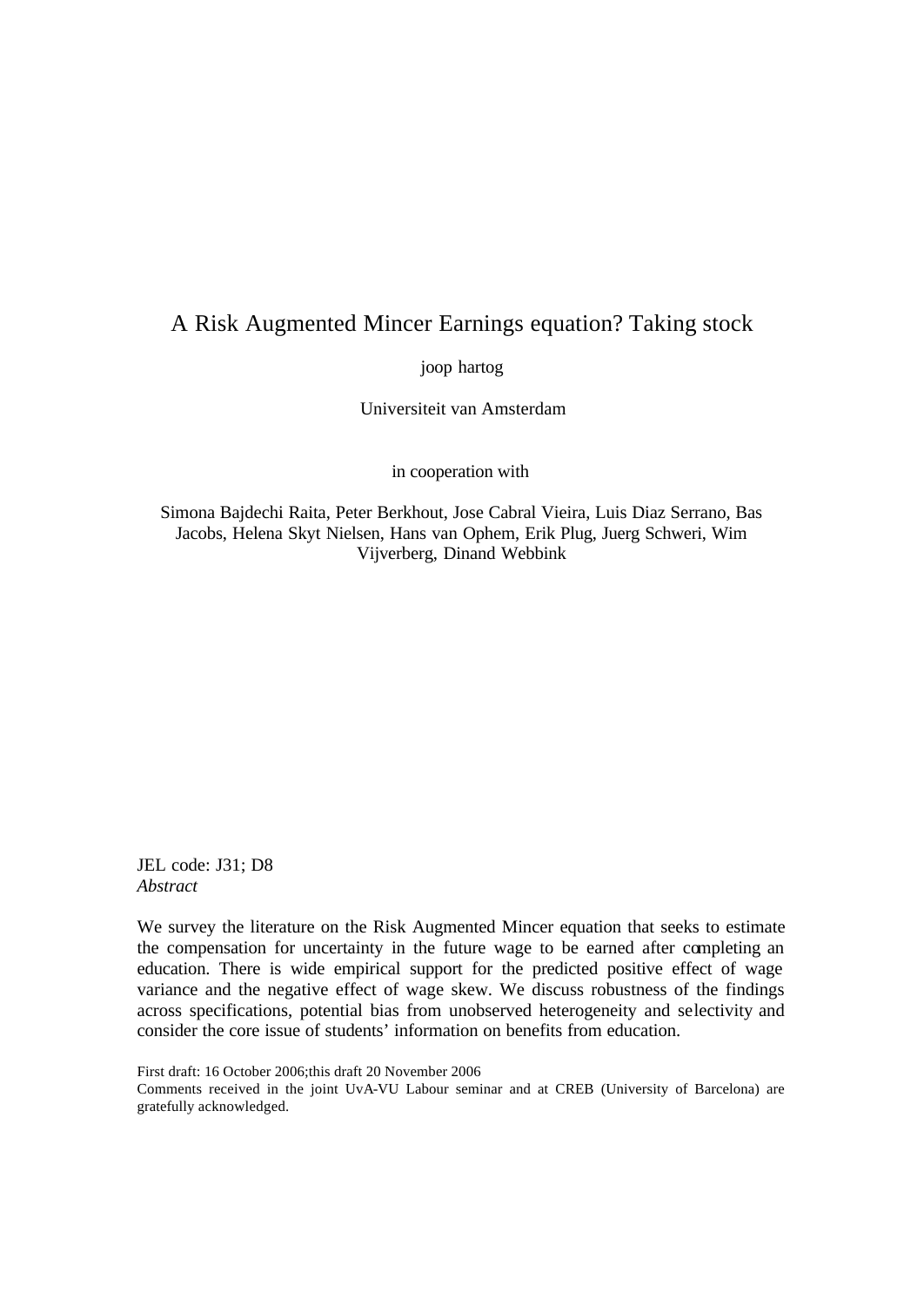# A Risk Augmented Mincer Earnings equation? Taking stock

joop hartog

Universiteit van Amsterdam

in cooperation with

Simona Bajdechi Raita, Peter Berkhout, Jose Cabral Vieira, Luis Diaz Serrano, Bas Jacobs, Helena Skyt Nielsen, Hans van Ophem, Erik Plug, Juerg Schweri, Wim Vijverberg, Dinand Webbink

JEL code: J31; D8

*Abstract*

We survey the literature on the Risk Augmented Mincer equation that seeks to estimate the compensation for uncertainty in the future wage to be earned after completing an education. There is wide empirical support for the predicted positive effect of wage variance and the negative effect of wage skew. We discuss robustness of the findings across specifications, potential bias from unobserved heterogeneity and selectivity and consider the core issue of students' information on benefits from education.

First draft: 16 October 2006;this draft 20 November 2006

Comments received in the joint UvA-VU Labour seminar and at CREB (University of Barcelona) are gratefully acknowledged.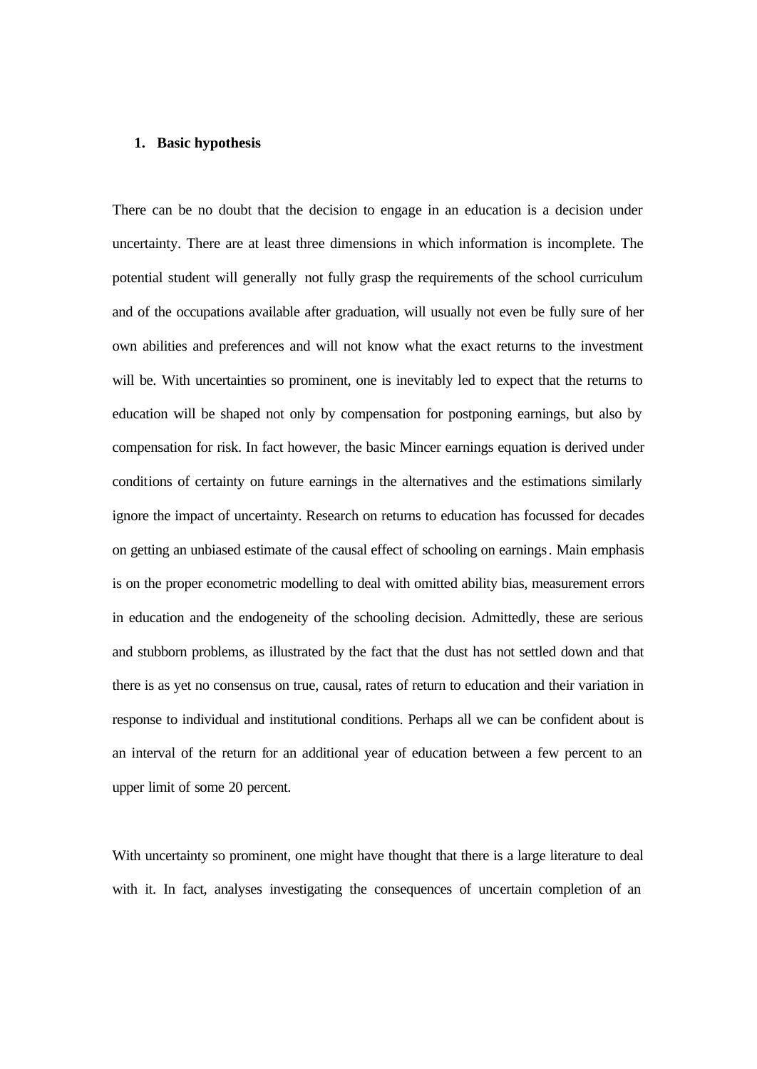## 1. Basic hypothesis

There can be no doubt that the decision to engage in an education is a decision under uncertainty. There are at least three dimensions in which information is incomplete. The potential student will generally not fully grasp the requirements of the school curriculum and of the occupations available after graduation, will usually not even be fully sure of her own abilities and preferences and will not know what the exact returns to the investment will be. With uncertainties so prominent, one is inevitably led to expect that the returns to education will be shaped not only by compensation for postponing earnings, but also by compensation for risk. In fact however, the basic Mincer earnings equation is derived under conditions of certainty on future earnings in the alternatives and the estimations similarly ignore the impact of uncertainty. Research on returns to education has focussed for decades on getting an unbiased estimate of the causal effect of schooling on earnings. Main emphasis is on the proper econometric modelling to deal with omitted ability bias, measurement errors in education and the endogeneity of the schooling decision. Admittedly, these are serious and stubborn problems, as illustrated by the fact that the dust has not settled down and that there is as yet no consensus on true, causal, rates of return to education and their variation in response to individual and institutional conditions. Perhaps all we can be confident about is an interval of the return for an additional year of education between a few percent to an upper limit of some 20 percent.

With uncertainty so prominent, one might have thought that there is a large literature to deal with it. In fact, analyses investigating the consequences of uncertain completion of an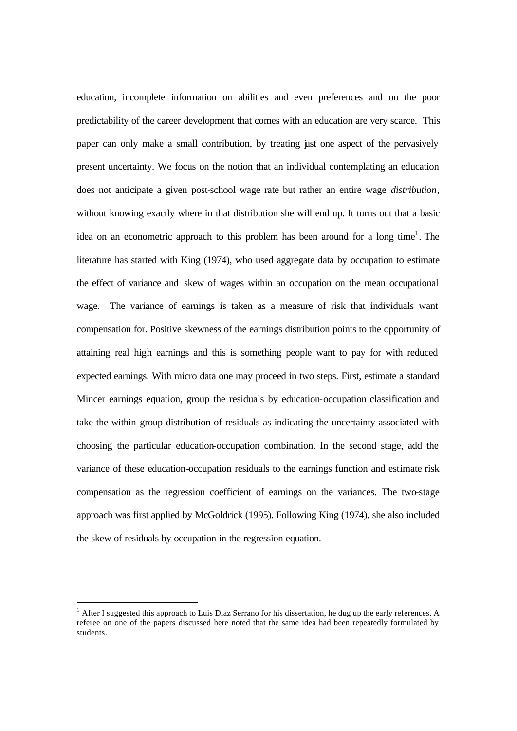education, incomplete information on abilities and even preferences and on the poor predictability of the career development that comes with an education are very scarce. This paper can only make a small contribution, by treating just one aspect of the pervasively present uncertainty. We focus on the notion that an individual contemplating an education does not anticipate a given post-school wage rate but rather an entire wage *distribution*, without knowing exactly where in that distribution she will end up. It turns out that a basic idea on an econometric approach to this problem has been around for a long time[1]. The literature has started with King (1974), who used aggregate data by occupation to estimate the effect of variance and skew of wages within an occupation on the mean occupational wage. The variance of earnings is taken as a measure of risk that individuals want compensation for. Positive skewness of the earnings distribution points to the opportunity of attaining real high earnings and this is something people want to pay for with reduced expected earnings. With micro data one may proceed in two steps. First, estimate a standard Mincer earnings equation, group the residuals by education-occupation classification and take the within-group distribution of residuals as indicating the uncertainty associated with choosing the particular education-occupation combination. In the second stage, add the variance of these education-occupation residuals to the earnings function and estimate risk compensation as the regression coefficient of earnings on the variances. The two-stage approach was first applied by McGoldrick (1995). Following King (1974), she also included the skew of residuals by occupation in the regression equation.

[1] After I suggested this approach to Luis Diaz Serrano for his dissertation, he dug up the early references. A referee on one of the papers discussed here noted that the same idea had been repeatedly formulated by students.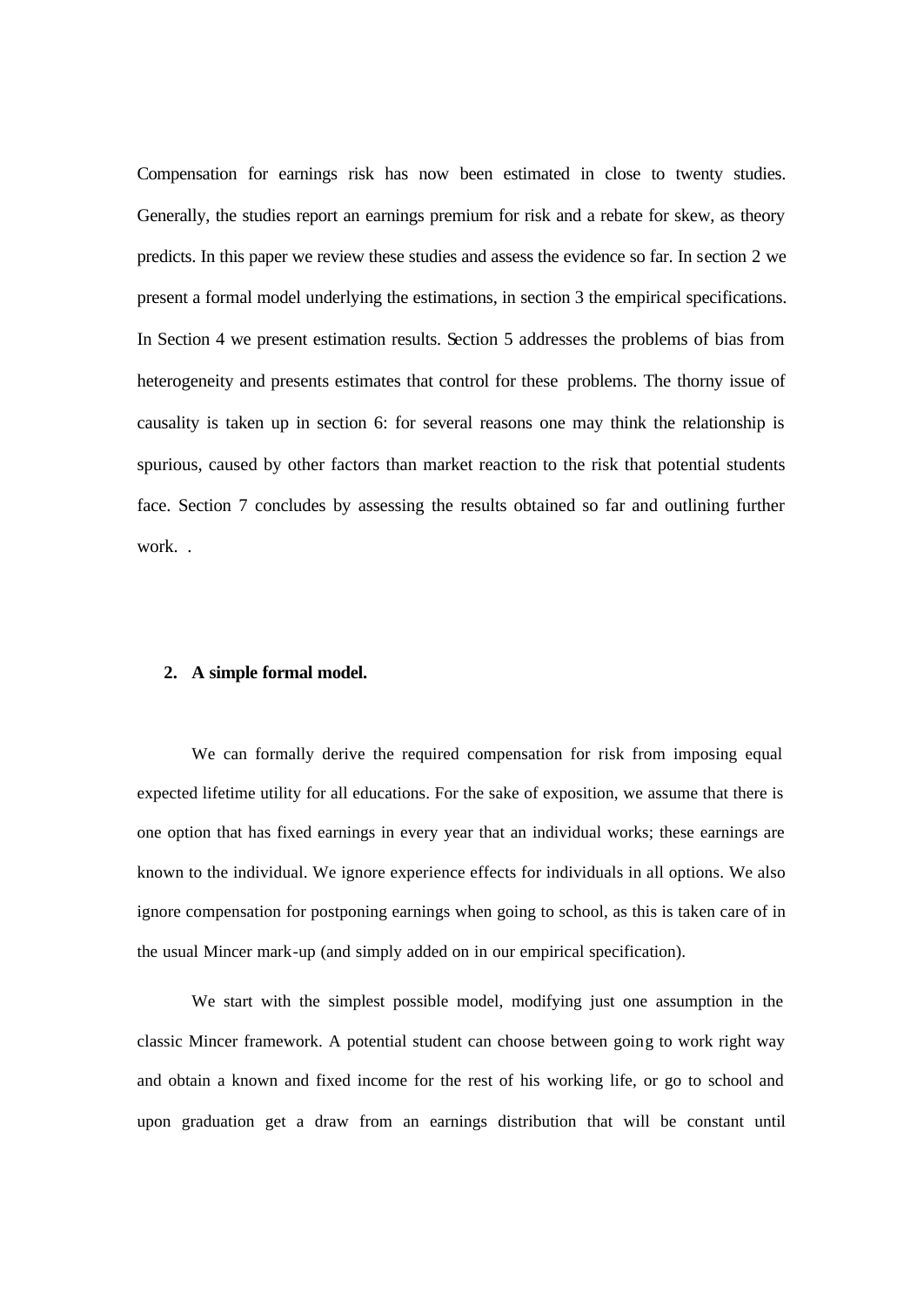Compensation for earnings risk has now been estimated in close to twenty studies. Generally, the studies report an earnings premium for risk and a rebate for skew, as theory predicts. In this paper we review these studies and assess the evidence so far. In section 2 we present a formal model underlying the estimations, in section 3 the empirical specifications. In Section 4 we present estimation results. Section 5 addresses the problems of bias from heterogeneity and presents estimates that control for these problems. The thorny issue of causality is taken up in section 6: for several reasons one may think the relationship is spurious, caused by other factors than market reaction to the risk that potential students face. Section 7 concludes by assessing the results obtained so far and outlining further work. .

## 2. A simple formal model.

We can formally derive the required compensation for risk from imposing equal expected lifetime utility for all educations. For the sake of exposition, we assume that there is one option that has fixed earnings in every year that an individual works; these earnings are known to the individual. We ignore experience effects for individuals in all options. We also ignore compensation for postponing earnings when going to school, as this is taken care of in the usual Mincer mark-up (and simply added on in our empirical specification).

We start with the simplest possible model, modifying just one assumption in the classic Mincer framework. A potential student can choose between going to work right way and obtain a known and fixed income for the rest of his working life, or go to school and upon graduation get a draw from an earnings distribution that will be constant until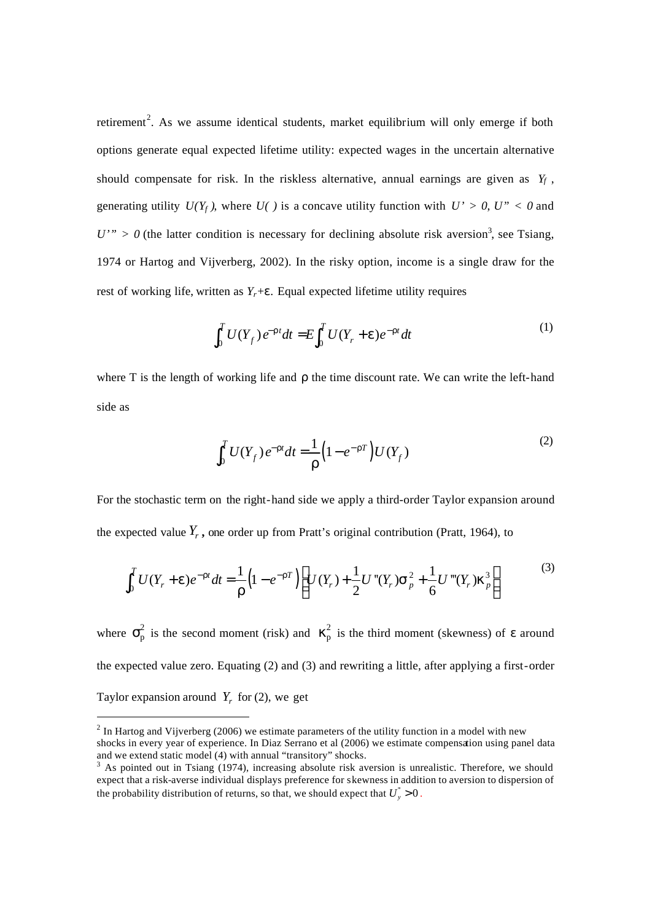retirement[2]. As we assume identical students, market equilibrium will only emerge if both options generate equal expected lifetime utility: expected wages in the uncertain alternative should compensate for risk. In the riskless alternative, annual earnings are given as $Y_f$, generating utility $U(Y_f)$, where $U(\,)$ is a concave utility function with $U' > 0$, $U'' < 0$ and $U''' > 0$ (the latter condition is necessary for declining absolute risk aversion[3], see Tsiang, 1974 or Hartog and Vijverberg, 2002). In the risky option, income is a single draw for the rest of working life, written as $Y_r+\varepsilon$. Equal expected lifetime utility requires

$$\int_0^T U(Y_f)e^{-\rho t}dt = E\int_0^T U(Y_r+\varepsilon)e^{-\rho t}dt \tag{1}$$

where T is the length of working life and $\rho$ the time discount rate. We can write the left-hand side as

$$\int_0^T U(Y_f)e^{-\rho t}dt = \frac{1}{\rho}\left(1-e^{-\rho T}\right)U(Y_f) \tag{2}$$

For the stochastic term on the right-hand side we apply a third-order Taylor expansion around the expected value $Y_r$, one order up from Pratt's original contribution (Pratt, 1964), to

$$\int_0^T U(Y_r+\varepsilon)e^{-\rho t}dt = \frac{1}{\rho}\left(1-e^{-\rho T}\right)\left[U(Y_r)+\frac{1}{2}U''(Y_r)\sigma_p^2+\frac{1}{6}U'''(Y_r)\kappa_p^3\right] \tag{3}$$

where $\sigma_p^2$ is the second moment (risk) and $\kappa_p^2$ is the third moment (skewness) of $\varepsilon$ around the expected value zero. Equating (2) and (3) and rewriting a little, after applying a first-order Taylor expansion around $Y_r$ for (2), we get

[2] In Hartog and Vijverberg (2006) we estimate parameters of the utility function in a model with new shocks in every year of experience. In Diaz Serrano et al (2006) we estimate compensation using panel data and we extend static model (4) with annual "transitory" shocks.

[3] As pointed out in Tsiang (1974), increasing absolute risk aversion is unrealistic. Therefore, we should expect that a risk-averse individual displays preference for skewness in addition to aversion to dispersion of the probability distribution of returns, so that, we should expect that $U_y''' > 0$.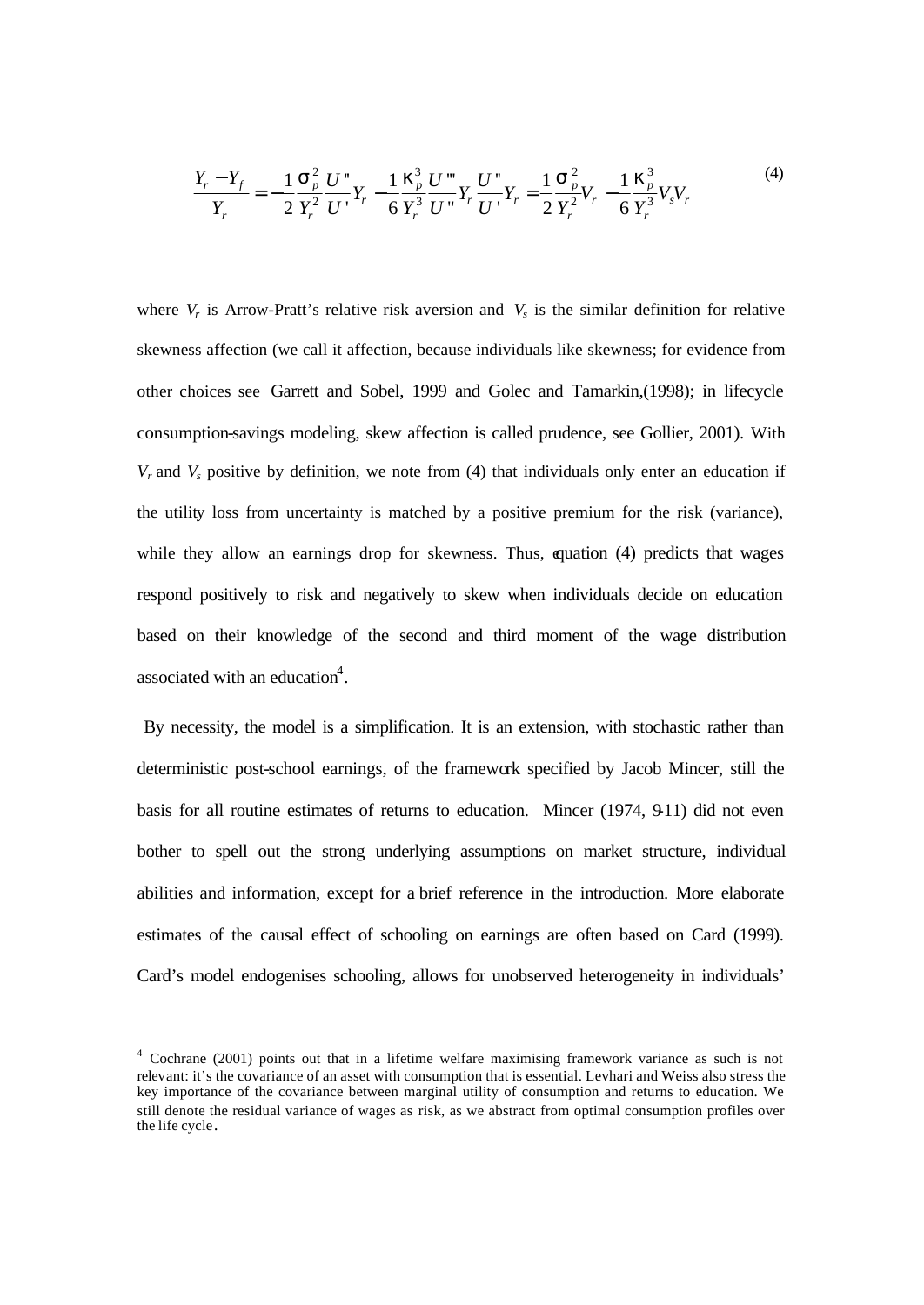$$\frac{Y_r - Y_f}{Y_r} = -\frac{1}{2}\frac{\sigma_p^2}{Y_r^2}\frac{U''}{U'}Y_r - \frac{1}{6}\frac{\kappa_p^3}{Y_r^3}\frac{U'''}{U''}Y_r\frac{U''}{U'}Y_r = \frac{1}{2}\frac{\sigma_p^2}{Y_r^2}V_r - \frac{1}{6}\frac{\kappa_p^3}{Y_r^3}V_s V_r \tag{4}$$

where $V_r$ is Arrow-Pratt's relative risk aversion and $V_s$ is the similar definition for relative skewness affection (we call it affection, because individuals like skewness; for evidence from other choices see Garrett and Sobel, 1999 and Golec and Tamarkin,(1998); in lifecycle consumption-savings modeling, skew affection is called prudence, see Gollier, 2001). With $V_r$ and $V_s$ positive by definition, we note from (4) that individuals only enter an education if the utility loss from uncertainty is matched by a positive premium for the risk (variance), while they allow an earnings drop for skewness. Thus, equation (4) predicts that wages respond positively to risk and negatively to skew when individuals decide on education based on their knowledge of the second and third moment of the wage distribution associated with an education[4].

By necessity, the model is a simplification. It is an extension, with stochastic rather than deterministic post-school earnings, of the framework specified by Jacob Mincer, still the basis for all routine estimates of returns to education. Mincer (1974, 9-11) did not even bother to spell out the strong underlying assumptions on market structure, individual abilities and information, except for a brief reference in the introduction. More elaborate estimates of the causal effect of schooling on earnings are often based on Card (1999). Card's model endogenises schooling, allows for unobserved heterogeneity in individuals'

[4] Cochrane (2001) points out that in a lifetime welfare maximising framework variance as such is not relevant: it's the covariance of an asset with consumption that is essential. Levhari and Weiss also stress the key importance of the covariance between marginal utility of consumption and returns to education. We still denote the residual variance of wages as risk, as we abstract from optimal consumption profiles over the life cycle.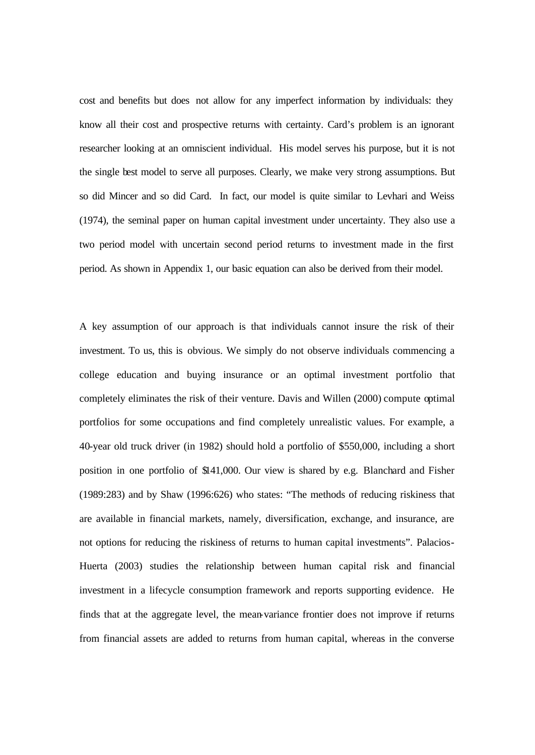cost and benefits but does not allow for any imperfect information by individuals: they know all their cost and prospective returns with certainty. Card's problem is an ignorant researcher looking at an omniscient individual. His model serves his purpose, but it is not the single best model to serve all purposes. Clearly, we make very strong assumptions. But so did Mincer and so did Card. In fact, our model is quite similar to Levhari and Weiss (1974), the seminal paper on human capital investment under uncertainty. They also use a two period model with uncertain second period returns to investment made in the first period. As shown in Appendix 1, our basic equation can also be derived from their model.

A key assumption of our approach is that individuals cannot insure the risk of their investment. To us, this is obvious. We simply do not observe individuals commencing a college education and buying insurance or an optimal investment portfolio that completely eliminates the risk of their venture. Davis and Willen (2000) compute optimal portfolios for some occupations and find completely unrealistic values. For example, a 40-year old truck driver (in 1982) should hold a portfolio of \$550,000, including a short position in one portfolio of \$141,000. Our view is shared by e.g. Blanchard and Fisher (1989:283) and by Shaw (1996:626) who states: "The methods of reducing riskiness that are available in financial markets, namely, diversification, exchange, and insurance, are not options for reducing the riskiness of returns to human capital investments". Palacios-Huerta (2003) studies the relationship between human capital risk and financial investment in a lifecycle consumption framework and reports supporting evidence. He finds that at the aggregate level, the mean-variance frontier does not improve if returns from financial assets are added to returns from human capital, whereas in the converse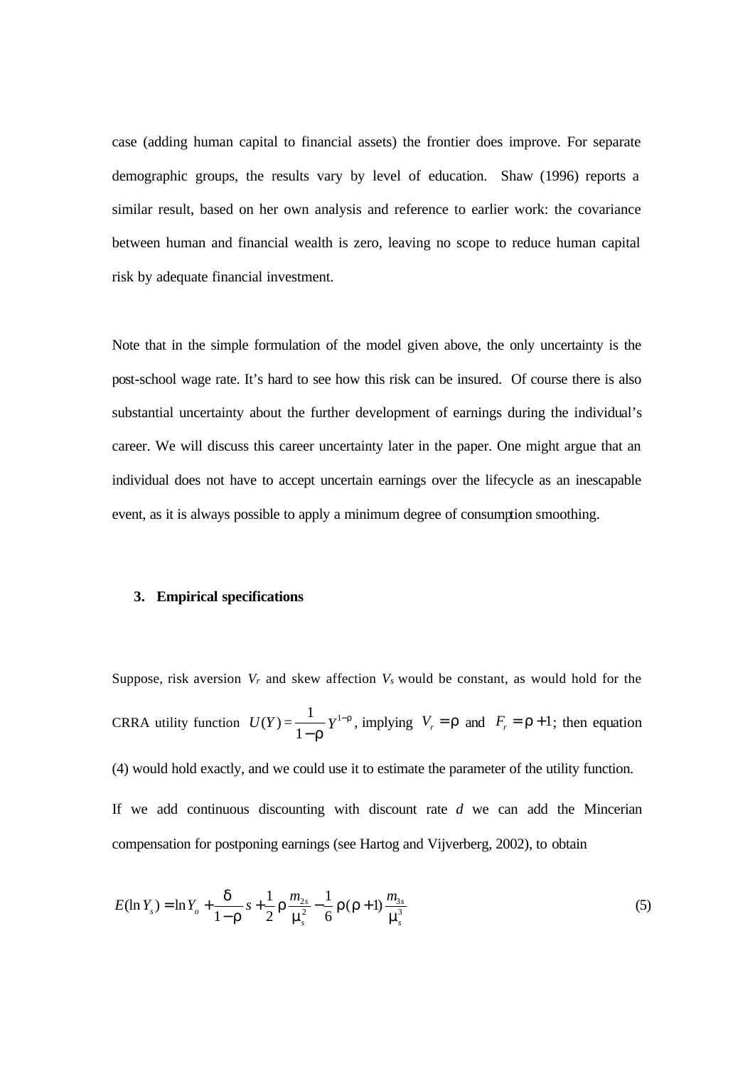case (adding human capital to financial assets) the frontier does improve. For separate demographic groups, the results vary by level of education. Shaw (1996) reports a similar result, based on her own analysis and reference to earlier work: the covariance between human and financial wealth is zero, leaving no scope to reduce human capital risk by adequate financial investment.

Note that in the simple formulation of the model given above, the only uncertainty is the post-school wage rate. It's hard to see how this risk can be insured. Of course there is also substantial uncertainty about the further development of earnings during the individual's career. We will discuss this career uncertainty later in the paper. One might argue that an individual does not have to accept uncertain earnings over the lifecycle as an inescapable event, as it is always possible to apply a minimum degree of consumption smoothing.

### 3. Empirical specifications

Suppose, risk aversion $V_r$ and skew affection $V_s$ would be constant, as would hold for the CRRA utility function $U(Y) = \frac{1}{1-\rho} Y^{1-\rho}$, implying $V_r = \rho$ and $F_r = \rho + 1$; then equation (4) would hold exactly, and we could use it to estimate the parameter of the utility function.

If we add continuous discounting with discount rate *d* we can add the Mincerian compensation for postponing earnings (see Hartog and Vijverberg, 2002), to obtain

$$E(\ln Y_s) = \ln Y_o + \frac{\delta}{1-\rho} s + \frac{1}{2} \rho \frac{m_{2s}}{\mu_s^2} - \frac{1}{6} \rho(\rho + 1) \frac{m_{3s}}{\mu_s^3} \tag{5}$$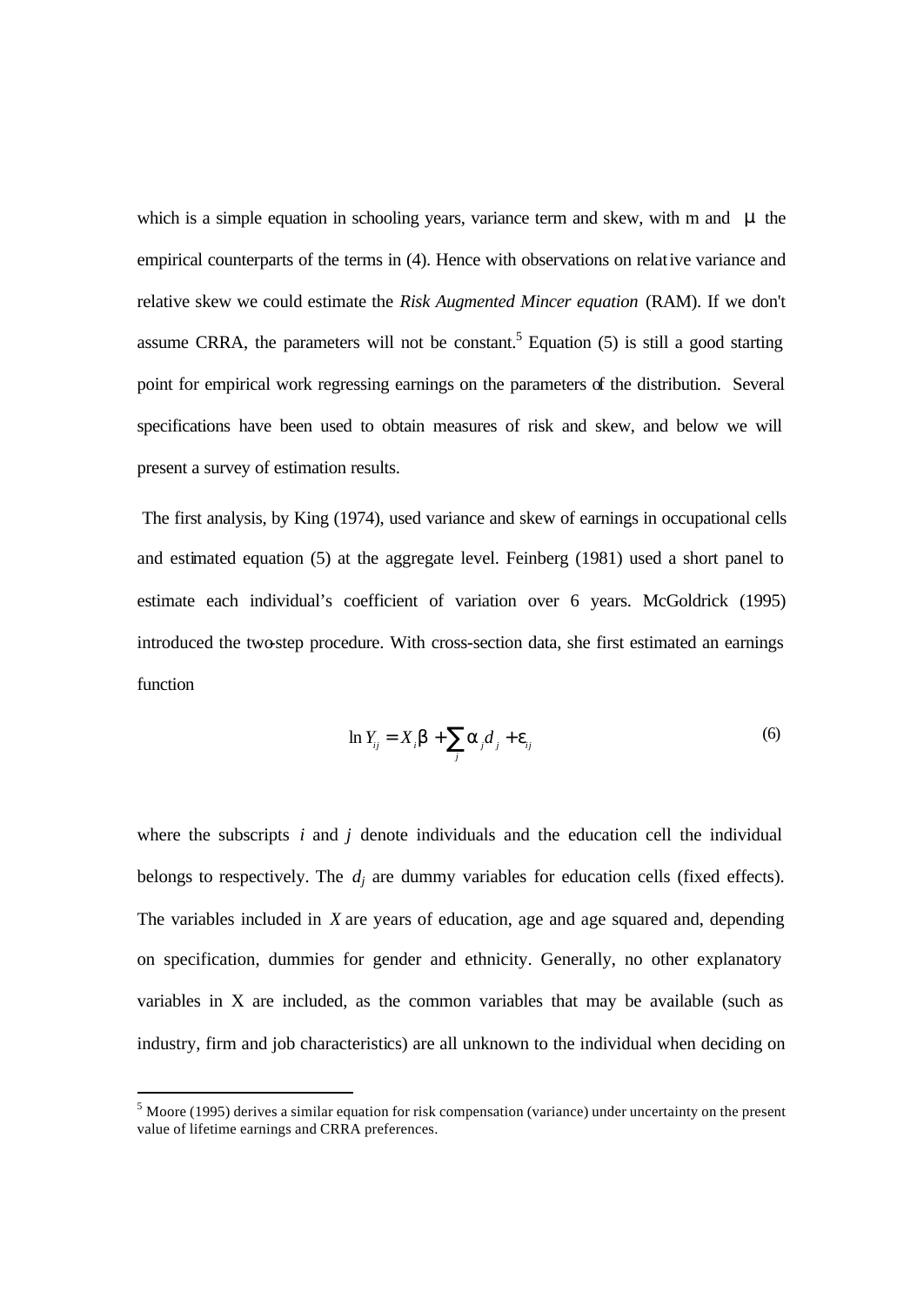which is a simple equation in schooling years, variance term and skew, with m and $\mu$ the empirical counterparts of the terms in (4). Hence with observations on relative variance and relative skew we could estimate the *Risk Augmented Mincer equation* (RAM). If we don't assume CRRA, the parameters will not be constant.[5] Equation (5) is still a good starting point for empirical work regressing earnings on the parameters of the distribution. Several specifications have been used to obtain measures of risk and skew, and below we will present a survey of estimation results.

The first analysis, by King (1974), used variance and skew of earnings in occupational cells and estimated equation (5) at the aggregate level. Feinberg (1981) used a short panel to estimate each individual's coefficient of variation over 6 years. McGoldrick (1995) introduced the two-step procedure. With cross-section data, she first estimated an earnings function

$$\ln Y_{ij} = X_i \beta + \sum_j \alpha_j d_j + \varepsilon_{ij} \tag{6}$$

where the subscripts $i$ and $j$ denote individuals and the education cell the individual belongs to respectively. The $d_j$ are dummy variables for education cells (fixed effects). The variables included in $X$ are years of education, age and age squared and, depending on specification, dummies for gender and ethnicity. Generally, no other explanatory variables in X are included, as the common variables that may be available (such as industry, firm and job characteristics) are all unknown to the individual when deciding on

[5] Moore (1995) derives a similar equation for risk compensation (variance) under uncertainty on the present value of lifetime earnings and CRRA preferences.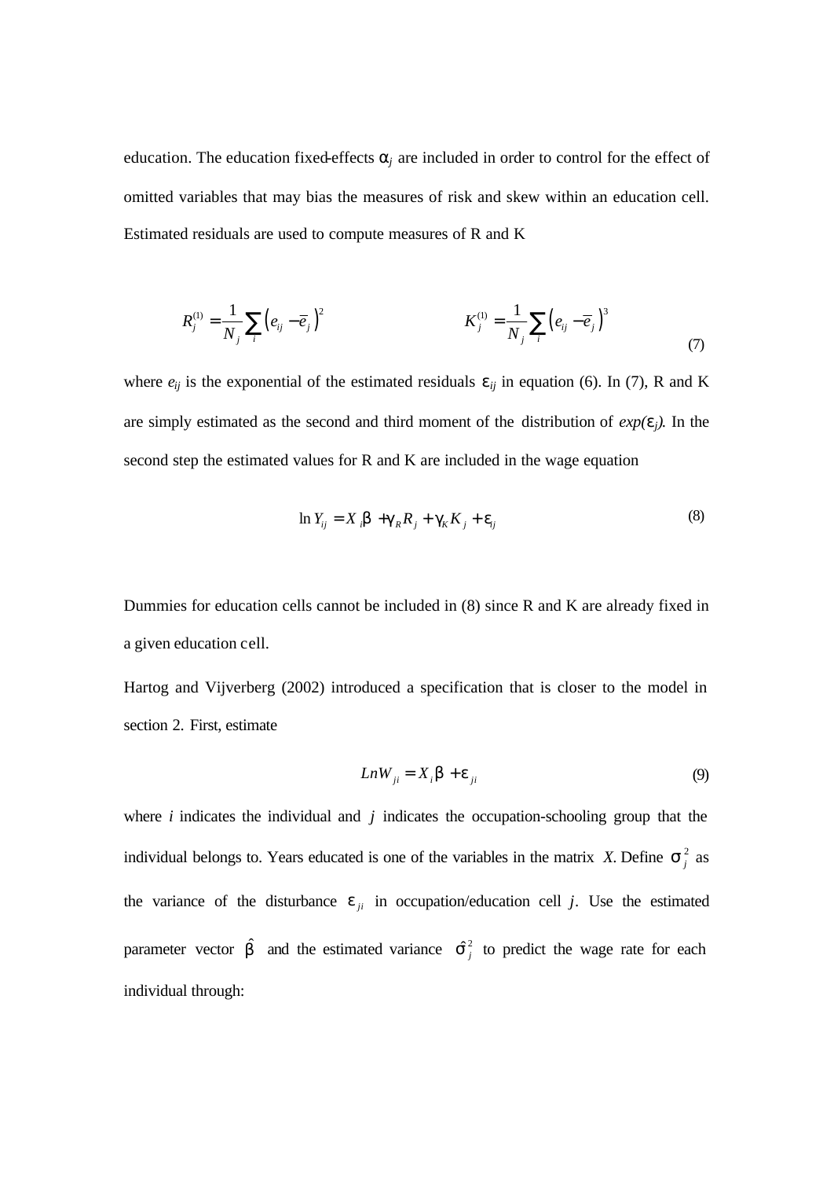education. The education fixed-effects $\alpha_j$ are included in order to control for the effect of omitted variables that may bias the measures of risk and skew within an education cell. Estimated residuals are used to compute measures of R and K

$$R_j^{(1)} = \frac{1}{N_j}\sum_i \left(e_{ij} - \bar{e}_j\right)^2 \qquad\qquad K_j^{(1)} = \frac{1}{N_j}\sum_i \left(e_{ij} - \bar{e}_j\right)^3 \tag{7}$$

where $e_{ij}$ is the exponential of the estimated residuals $\varepsilon_{ij}$ in equation (6). In (7), R and K are simply estimated as the second and third moment of the distribution of $exp(\varepsilon_j)$. In the second step the estimated values for R and K are included in the wage equation

$$\ln Y_{ij} = X_i\beta + \gamma_R R_j + \gamma_K K_j + \varepsilon_{ij} \tag{8}$$

Dummies for education cells cannot be included in (8) since R and K are already fixed in a given education cell.

Hartog and Vijverberg (2002) introduced a specification that is closer to the model in section 2. First, estimate

$$LnW_{ji} = X_i\beta + \varepsilon_{ji} \tag{9}$$

where $i$ indicates the individual and $j$ indicates the occupation-schooling group that the individual belongs to. Years educated is one of the variables in the matrix $X$. Define $\sigma_j^2$ as the variance of the disturbance $\varepsilon_{ji}$ in occupation/education cell $j$. Use the estimated parameter vector $\hat{\beta}$ and the estimated variance $\hat{\sigma}_j^2$ to predict the wage rate for each individual through: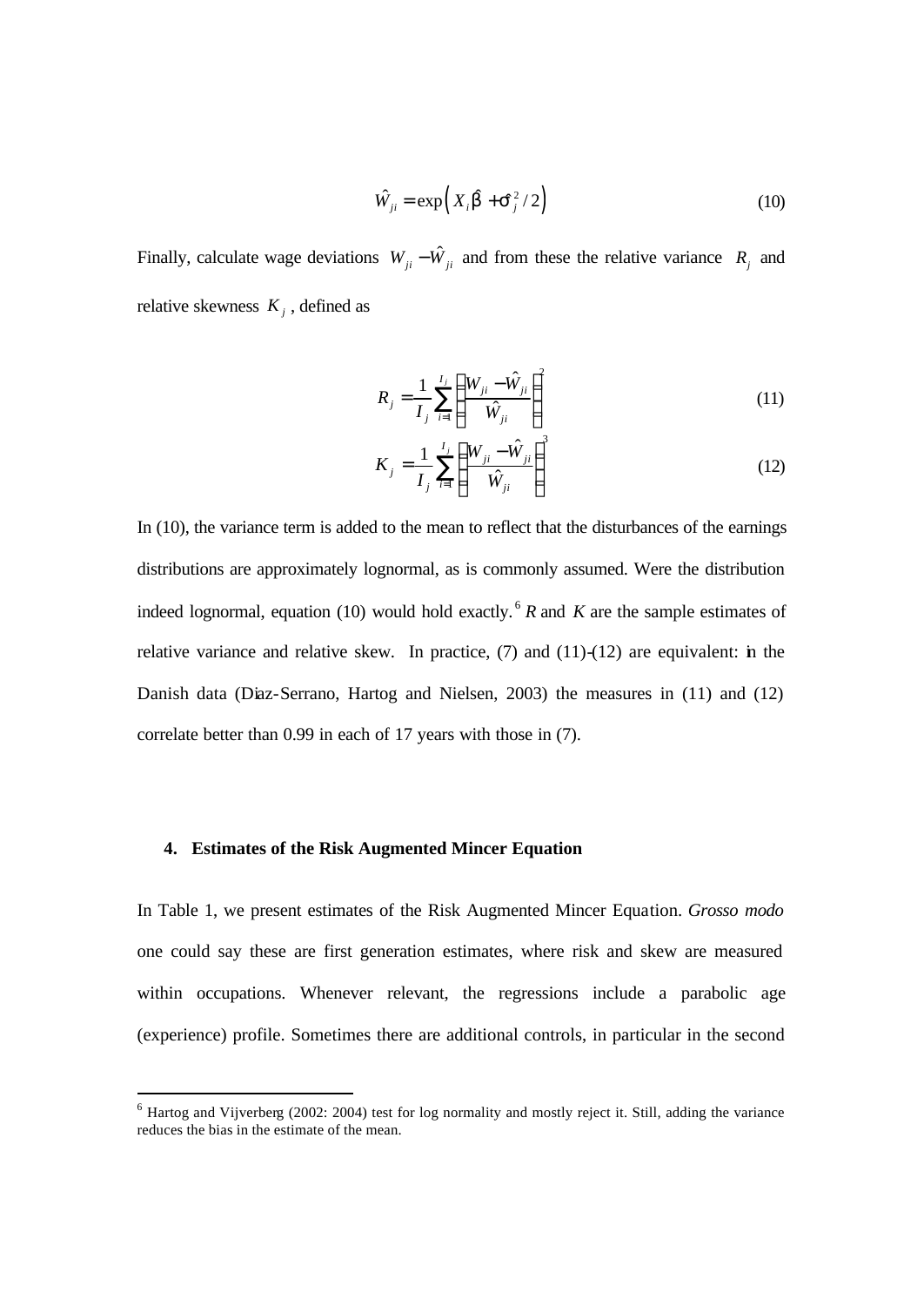$$\hat{W}_{ji} = \exp\left( X_i \hat{\beta} + \hat{\sigma}_j^2 / 2 \right) \tag{10}$$

Finally, calculate wage deviations $W_{ji} - \hat{W}_{ji}$ and from these the relative variance $R_j$ and relative skewness $K_j$, defined as

$$R_j = \frac{1}{I_j} \sum_{i=1}^{I_j} \left( \frac{W_{ji} - \hat{W}_{ji}}{\hat{W}_{ji}} \right)^2 \tag{11}$$

$$K_j = \frac{1}{I_j} \sum_{i=1}^{I_j} \left( \frac{W_{ji} - \hat{W}_{ji}}{\hat{W}_{ji}} \right)^3 \tag{12}$$

In (10), the variance term is added to the mean to reflect that the disturbances of the earnings distributions are approximately lognormal, as is commonly assumed. Were the distribution indeed lognormal, equation (10) would hold exactly.[6] $R$ and $K$ are the sample estimates of relative variance and relative skew. In practice, (7) and (11)-(12) are equivalent: in the Danish data (Diaz-Serrano, Hartog and Nielsen, 2003) the measures in (11) and (12) correlate better than 0.99 in each of 17 years with those in (7).

## 4. Estimates of the Risk Augmented Mincer Equation

In Table 1, we present estimates of the Risk Augmented Mincer Equation. *Grosso modo* one could say these are first generation estimates, where risk and skew are measured within occupations. Whenever relevant, the regressions include a parabolic age (experience) profile. Sometimes there are additional controls, in particular in the second

[6] Hartog and Vijverberg (2002: 2004) test for log normality and mostly reject it. Still, adding the variance reduces the bias in the estimate of the mean.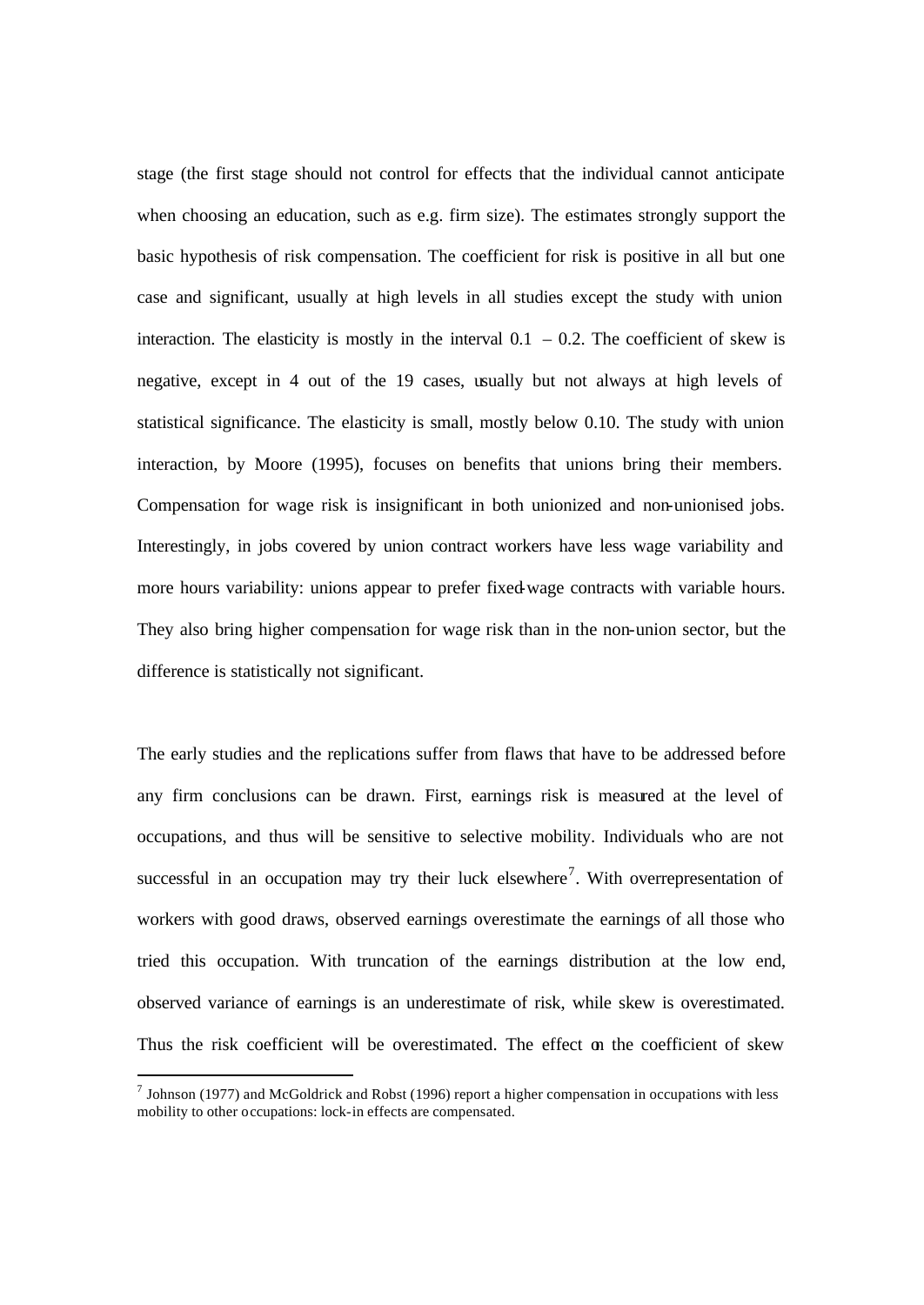stage (the first stage should not control for effects that the individual cannot anticipate when choosing an education, such as e.g. firm size). The estimates strongly support the basic hypothesis of risk compensation. The coefficient for risk is positive in all but one case and significant, usually at high levels in all studies except the study with union interaction. The elasticity is mostly in the interval 0.1 – 0.2. The coefficient of skew is negative, except in 4 out of the 19 cases, usually but not always at high levels of statistical significance. The elasticity is small, mostly below 0.10. The study with union interaction, by Moore (1995), focuses on benefits that unions bring their members. Compensation for wage risk is insignificant in both unionized and non-unionised jobs. Interestingly, in jobs covered by union contract workers have less wage variability and more hours variability: unions appear to prefer fixed-wage contracts with variable hours. They also bring higher compensation for wage risk than in the non-union sector, but the difference is statistically not significant.

The early studies and the replications suffer from flaws that have to be addressed before any firm conclusions can be drawn. First, earnings risk is measured at the level of occupations, and thus will be sensitive to selective mobility. Individuals who are not successful in an occupation may try their luck elsewhere[7]. With overrepresentation of workers with good draws, observed earnings overestimate the earnings of all those who tried this occupation. With truncation of the earnings distribution at the low end, observed variance of earnings is an underestimate of risk, while skew is overestimated. Thus the risk coefficient will be overestimated. The effect on the coefficient of skew

[7] Johnson (1977) and McGoldrick and Robst (1996) report a higher compensation in occupations with less mobility to other occupations: lock-in effects are compensated.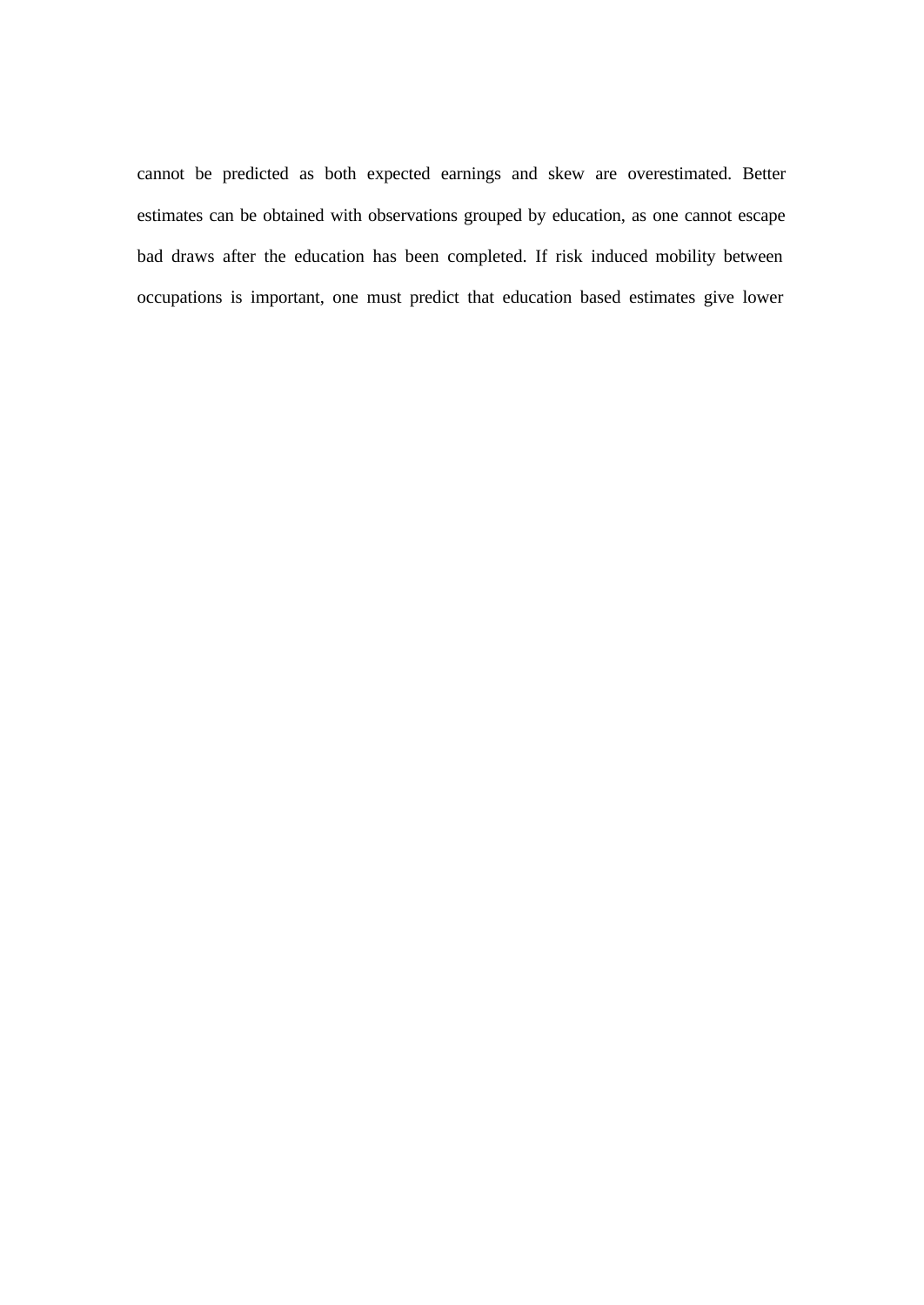cannot be predicted as both expected earnings and skew are overestimated. Better estimates can be obtained with observations grouped by education, as one cannot escape bad draws after the education has been completed. If risk induced mobility between occupations is important, one must predict that education based estimates give lower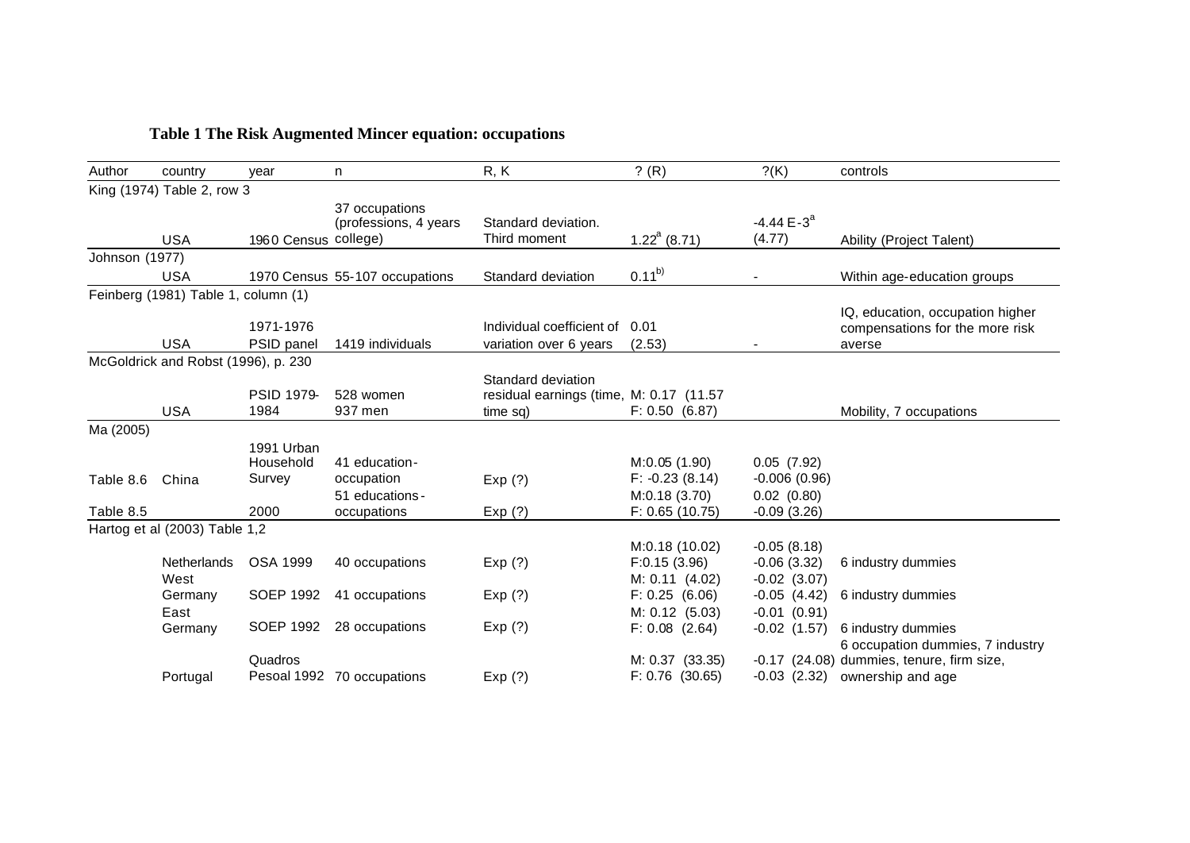**Table 1 The Risk Augmented Mincer equation: occupations**

| Author | country | year | n | R, K | ? (R) | ?(K) | controls |
|---|---|---|---|---|---|---|---|
| King (1974) Table 2, row 3 | | | | | | | |
| | USA | 1960 Census | 37 occupations (professions, 4 years college) | Standard deviation. Third moment | $1.22^{a}$ (8.71) | $-4.44\,E\text{-}3^{a}$ (4.77) | Ability (Project Talent) |
| Johnson (1977) | | | | | | | |
| | USA | 1970 Census | 55-107 occupations | Standard deviation | $0.11^{b)}$ | - | Within age-education groups |
| Feinberg (1981) Table 1, column (1) | | | | | | | |
| | USA | 1971-1976 PSID panel | 1419 individuals | Individual coefficient of variation over 6 years | 0.01 (2.53) | - | IQ, education, occupation higher compensations for the more risk averse |
| McGoldrick and Robst (1996), p. 230 | | | | | | | |
| | USA | PSID 1979-1984 | 528 women 937 men | Standard deviation residual earnings (time, time sq) | M: 0.17 (11.57 F: 0.50 (6.87) | | Mobility, 7 occupations |
| Ma (2005) | | | | | | | |
| Table 8.6 | China | 1991 Urban Household Survey | 41 education-occupation | Exp (?) | M:0.05 (1.90) F: -0.23 (8.14) | 0.05 (7.92) -0.006 (0.96) | |
| Table 8.5 | | 2000 | 51 educations-occupations | Exp (?) | M:0.18 (3.70) F: 0.65 (10.75) | 0.02 (0.80) -0.09 (3.26) | |
| Hartog et al (2003) Table 1,2 | | | | | | | |
| | Netherlands | OSA 1999 | 40 occupations | Exp (?) | M:0.18 (10.02) F:0.15 (3.96) | -0.05 (8.18) -0.06 (3.32) | 6 industry dummies |
| | West Germany | SOEP 1992 | 41 occupations | Exp (?) | M: 0.11 (4.02) F: 0.25 (6.06) | -0.02 (3.07) -0.05 (4.42) | 6 industry dummies |
| | East Germany | SOEP 1992 | 28 occupations | Exp (?) | M: 0.12 (5.03) F: 0.08 (2.64) | -0.01 (0.91) -0.02 (1.57) | 6 industry dummies |
| | Portugal | Quadros Pesoal 1992 | 70 occupations | Exp (?) | M: 0.37 (33.35) F: 0.76 (30.65) | -0.17 (24.08) -0.03 (2.32) | 6 occupation dummies, 7 industry dummies, tenure, firm size, ownership and age |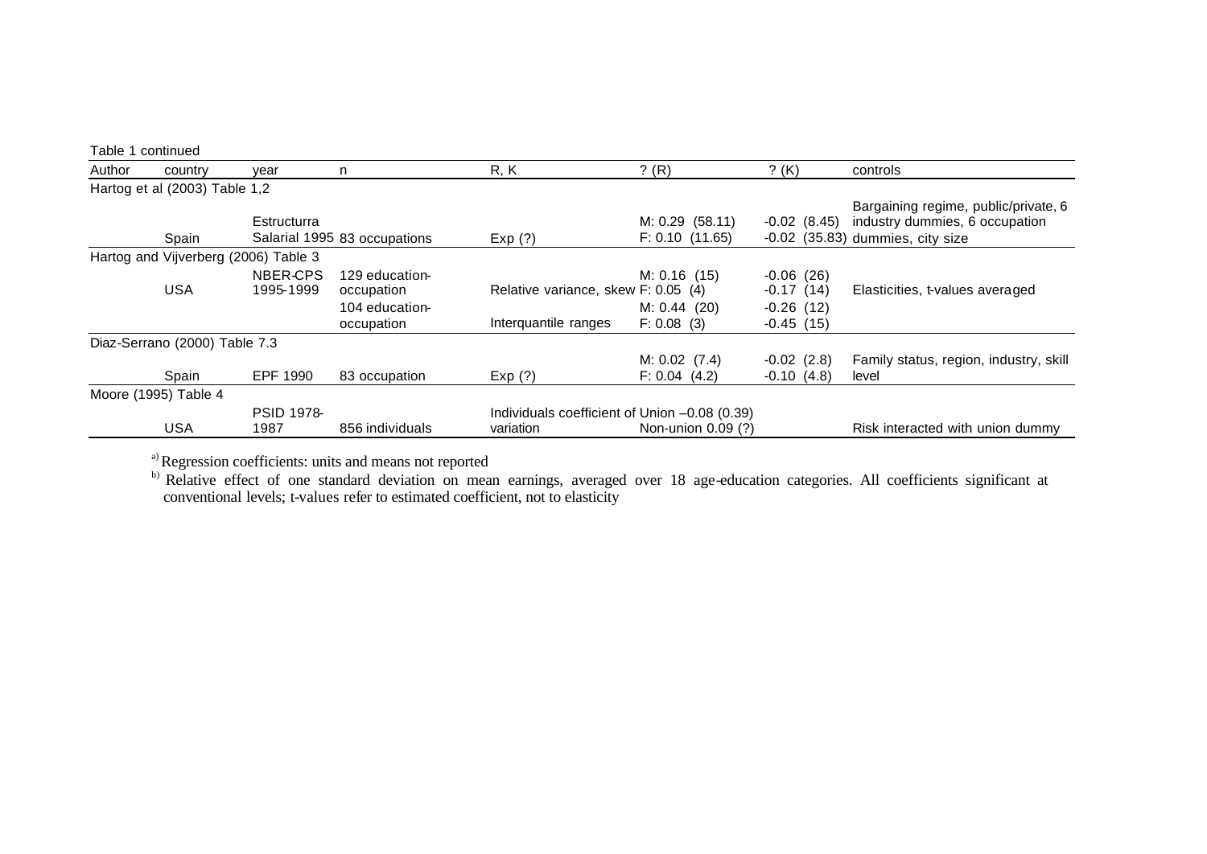Table 1 continued

| Author | country | year | n | R, K | ? (R) | ? (K) | controls |
|---|---|---|---|---|---|---|---|
| Hartog et al (2003) Table 1,2 | | | | | | | |
| | Spain | Estructurra Salarial 1995 | 83 occupations | Exp (?) | M: 0.29 (58.11)<br>F: 0.10 (11.65) | -0.02 (8.45)<br>-0.02 (35.83) | Bargaining regime, public/private, 6 industry dummies, 6 occupation dummies, city size |
| Hartog and Vijverberg (2006) Table 3 | | | | | | | |
| | USA | NBER-CPS 1995-1999 | 129 education-occupation | Relative variance, skew | M: 0.16 (15)<br>F: 0.05 (4) | -0.06 (26)<br>-0.17 (14) | Elasticities, t-values averaged |
| | | | 104 education-occupation | Interquantile ranges | M: 0.44 (20)<br>F: 0.08 (3) | -0.26 (12)<br>-0.45 (15) | |
| Diaz-Serrano (2000) Table 7.3 | | | | | | | |
| | Spain | EPF 1990 | 83 occupation | Exp (?) | M: 0.02 (7.4)<br>F: 0.04 (4.2) | -0.02 (2.8)<br>-0.10 (4.8) | Family status, region, industry, skill level |
| Moore (1995) Table 4 | | | | | | | |
| | USA | PSID 1978-1987 | 856 individuals | Individuals coefficient of variation | Union –0.08 (0.39)<br>Non-union 0.09 (?) | | Risk interacted with union dummy |

[a] Regression coefficients: units and means not reported

[b] Relative effect of one standard deviation on mean earnings, averaged over 18 age-education categories. All coefficients significant at conventional levels; t-values refer to estimated coefficient, not to elasticity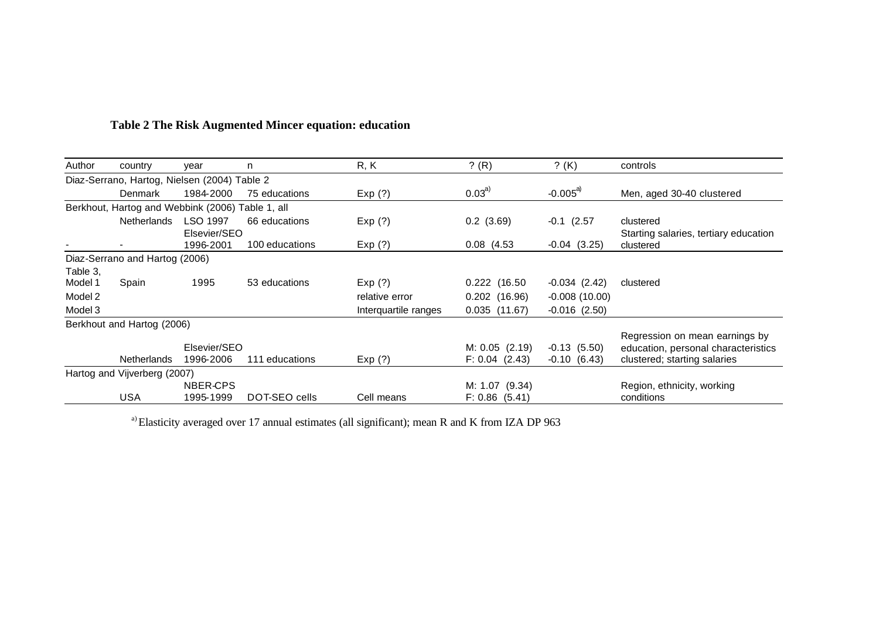**Table 2 The Risk Augmented Mincer equation: education**

| Author | country | year | n | R, K | ? (R) | ? (K) | controls |
|---|---|---|---|---|---|---|---|
| Diaz-Serrano, Hartog, Nielsen (2004) Table 2 | | | | | | | |
| | Denmark | 1984-2000 | 75 educations | Exp (?) | 0.03[a)] | -0.005[a)] | Men, aged 30-40 clustered |
| Berkhout, Hartog and Webbink (2006) Table 1, all | | | | | | | |
| | Netherlands | LSO 1997 | 66 educations | Exp (?) | 0.2 (3.69) | -0.1 (2.57 | clustered |
| - | - | Elsevier/SEO 1996-2001 | 100 educations | Exp (?) | 0.08 (4.53 | -0.04 (3.25) | Starting salaries, tertiary education clustered |
| Diaz-Serrano and Hartog (2006) | | | | | | | |
| Table 3, Model 1 | Spain | 1995 | 53 educations | Exp (?) | 0.222 (16.50 | -0.034 (2.42) | clustered |
| Model 2 | | | | relative error | 0.202 (16.96) | -0.008 (10.00) | |
| Model 3 | | | | Interquartile ranges | 0.035 (11.67) | -0.016 (2.50) | |
| Berkhout and Hartog (2006) | | | | | | | |
| | Netherlands | Elsevier/SEO 1996-2006 | 111 educations | Exp (?) | M: 0.05 (2.19)<br>F: 0.04 (2.43) | -0.13 (5.50)<br>-0.10 (6.43) | Regression on mean earnings by education, personal characteristics clustered; starting salaries |
| Hartog and Vijverberg (2007) | | | | | | | |
| | USA | NBER-CPS 1995-1999 | DOT-SEO cells | Cell means | M: 1.07 (9.34)<br>F: 0.86 (5.41) | | Region, ethnicity, working conditions |

[a)] Elasticity averaged over 17 annual estimates (all significant); mean R and K from IZA DP 963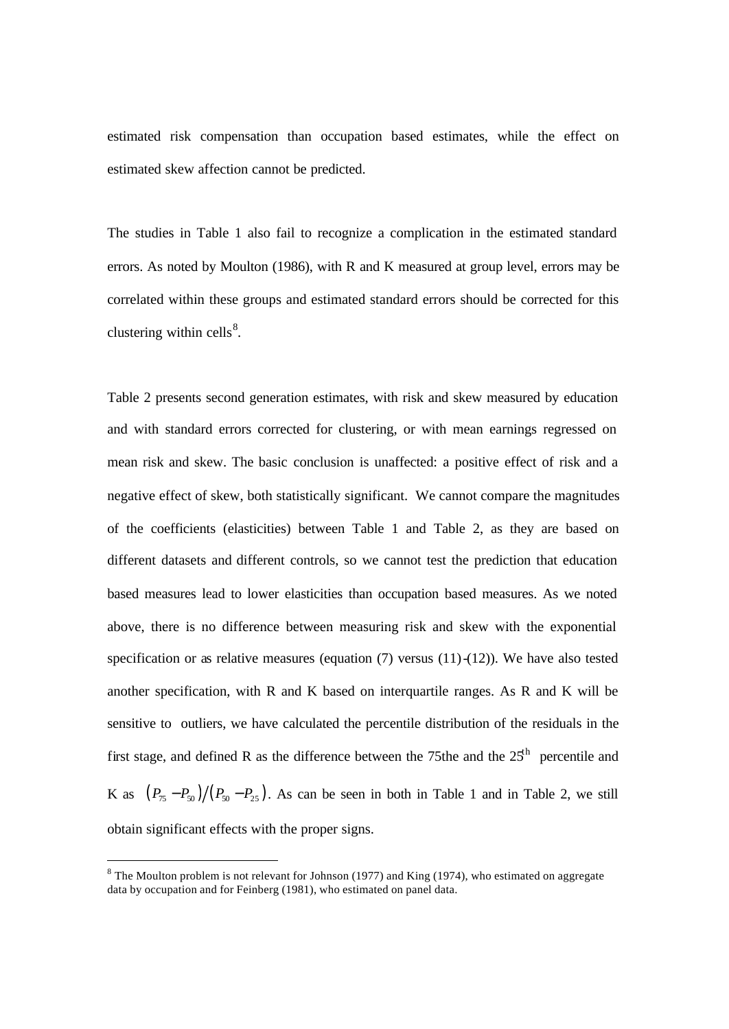estimated risk compensation than occupation based estimates, while the effect on estimated skew affection cannot be predicted.

The studies in Table 1 also fail to recognize a complication in the estimated standard errors. As noted by Moulton (1986), with R and K measured at group level, errors may be correlated within these groups and estimated standard errors should be corrected for this clustering within cells[8].

Table 2 presents second generation estimates, with risk and skew measured by education and with standard errors corrected for clustering, or with mean earnings regressed on mean risk and skew. The basic conclusion is unaffected: a positive effect of risk and a negative effect of skew, both statistically significant. We cannot compare the magnitudes of the coefficients (elasticities) between Table 1 and Table 2, as they are based on different datasets and different controls, so we cannot test the prediction that education based measures lead to lower elasticities than occupation based measures. As we noted above, there is no difference between measuring risk and skew with the exponential specification or as relative measures (equation (7) versus (11)-(12)). We have also tested another specification, with R and K based on interquartile ranges. As R and K will be sensitive to outliers, we have calculated the percentile distribution of the residuals in the first stage, and defined R as the difference between the 75the and the $25^{th}$ percentile and K as $\left(P_{75}-P_{50}\right)/\left(P_{50}-P_{25}\right)$. As can be seen in both in Table 1 and in Table 2, we still obtain significant effects with the proper signs.

[8] The Moulton problem is not relevant for Johnson (1977) and King (1974), who estimated on aggregate data by occupation and for Feinberg (1981), who estimated on panel data.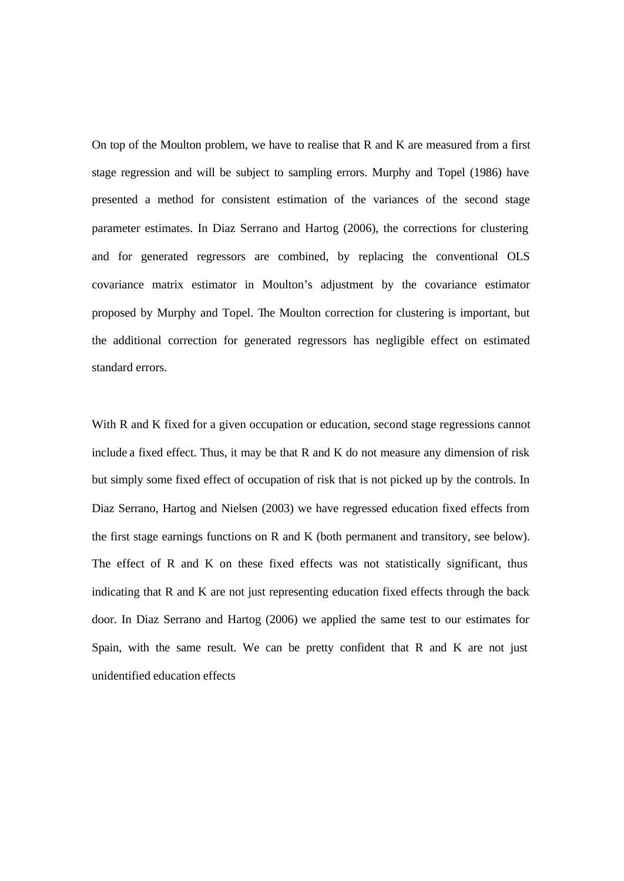On top of the Moulton problem, we have to realise that R and K are measured from a first stage regression and will be subject to sampling errors. Murphy and Topel (1986) have presented a method for consistent estimation of the variances of the second stage parameter estimates. In Diaz Serrano and Hartog (2006), the corrections for clustering and for generated regressors are combined, by replacing the conventional OLS covariance matrix estimator in Moulton's adjustment by the covariance estimator proposed by Murphy and Topel. The Moulton correction for clustering is important, but the additional correction for generated regressors has negligible effect on estimated standard errors.

With R and K fixed for a given occupation or education, second stage regressions cannot include a fixed effect. Thus, it may be that R and K do not measure any dimension of risk but simply some fixed effect of occupation of risk that is not picked up by the controls. In Diaz Serrano, Hartog and Nielsen (2003) we have regressed education fixed effects from the first stage earnings functions on R and K (both permanent and transitory, see below). The effect of R and K on these fixed effects was not statistically significant, thus indicating that R and K are not just representing education fixed effects through the back door. In Diaz Serrano and Hartog (2006) we applied the same test to our estimates for Spain, with the same result. We can be pretty confident that R and K are not just unidentified education effects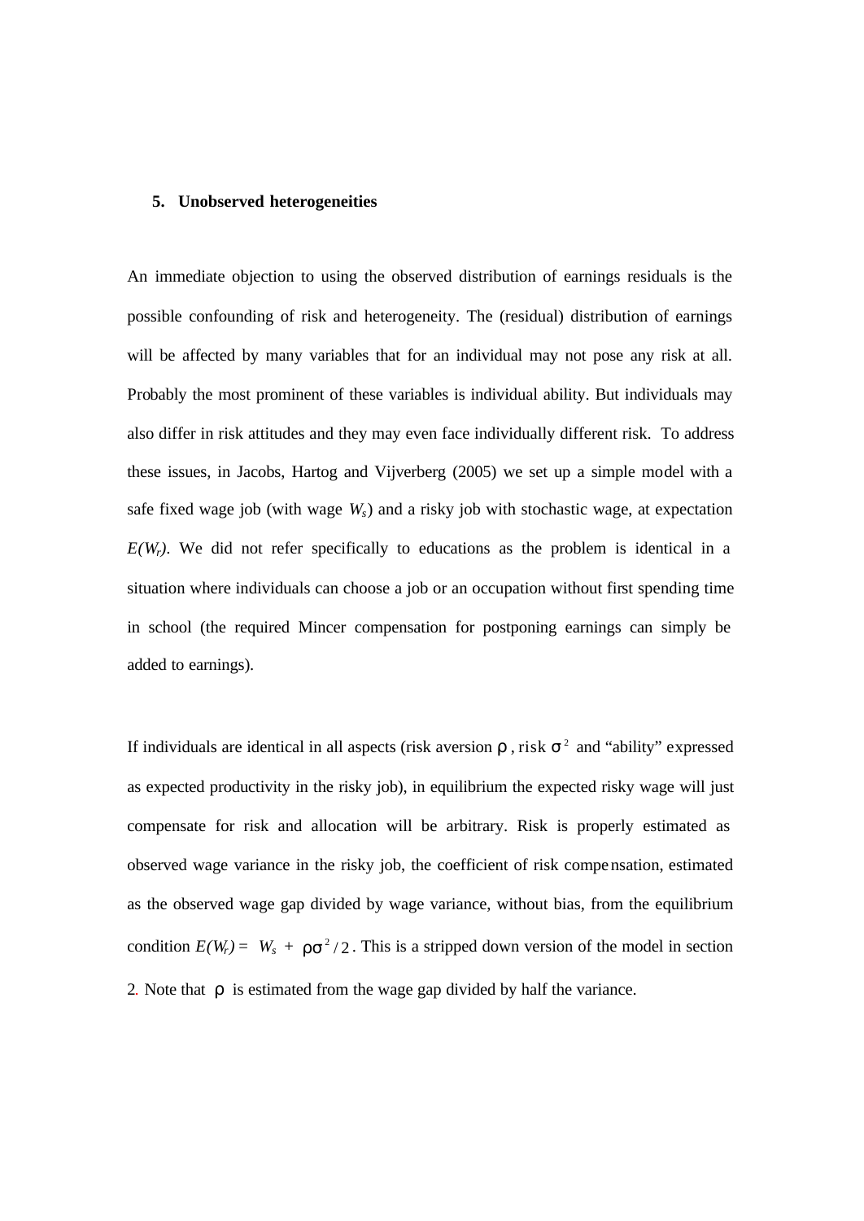## 5. Unobserved heterogeneities

An immediate objection to using the observed distribution of earnings residuals is the possible confounding of risk and heterogeneity. The (residual) distribution of earnings will be affected by many variables that for an individual may not pose any risk at all. Probably the most prominent of these variables is individual ability. But individuals may also differ in risk attitudes and they may even face individually different risk. To address these issues, in Jacobs, Hartog and Vijverberg (2005) we set up a simple model with a safe fixed wage job (with wage $W_s$) and a risky job with stochastic wage, at expectation $E(W_r)$. We did not refer specifically to educations as the problem is identical in a situation where individuals can choose a job or an occupation without first spending time in school (the required Mincer compensation for postponing earnings can simply be added to earnings).

If individuals are identical in all aspects (risk aversion $\rho$, risk $\sigma^2$ and "ability" expressed as expected productivity in the risky job), in equilibrium the expected risky wage will just compensate for risk and allocation will be arbitrary. Risk is properly estimated as observed wage variance in the risky job, the coefficient of risk compensation, estimated as the observed wage gap divided by wage variance, without bias, from the equilibrium condition $E(W_r) = W_s + \rho\sigma^2/2$. This is a stripped down version of the model in section 2. Note that $\rho$ is estimated from the wage gap divided by half the variance.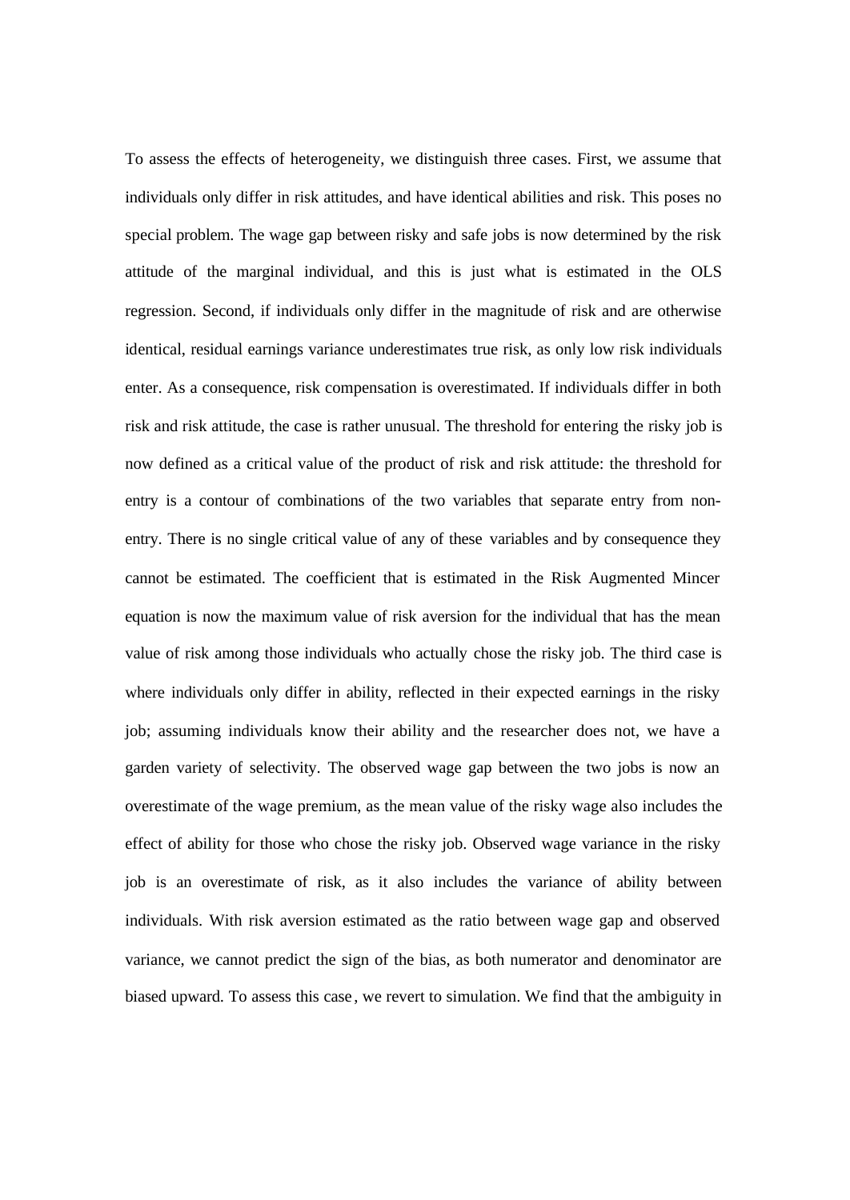To assess the effects of heterogeneity, we distinguish three cases. First, we assume that individuals only differ in risk attitudes, and have identical abilities and risk. This poses no special problem. The wage gap between risky and safe jobs is now determined by the risk attitude of the marginal individual, and this is just what is estimated in the OLS regression. Second, if individuals only differ in the magnitude of risk and are otherwise identical, residual earnings variance underestimates true risk, as only low risk individuals enter. As a consequence, risk compensation is overestimated. If individuals differ in both risk and risk attitude, the case is rather unusual. The threshold for entering the risky job is now defined as a critical value of the product of risk and risk attitude: the threshold for entry is a contour of combinations of the two variables that separate entry from non-entry. There is no single critical value of any of these variables and by consequence they cannot be estimated. The coefficient that is estimated in the Risk Augmented Mincer equation is now the maximum value of risk aversion for the individual that has the mean value of risk among those individuals who actually chose the risky job. The third case is where individuals only differ in ability, reflected in their expected earnings in the risky job; assuming individuals know their ability and the researcher does not, we have a garden variety of selectivity. The observed wage gap between the two jobs is now an overestimate of the wage premium, as the mean value of the risky wage also includes the effect of ability for those who chose the risky job. Observed wage variance in the risky job is an overestimate of risk, as it also includes the variance of ability between individuals. With risk aversion estimated as the ratio between wage gap and observed variance, we cannot predict the sign of the bias, as both numerator and denominator are biased upward. To assess this case, we revert to simulation. We find that the ambiguity in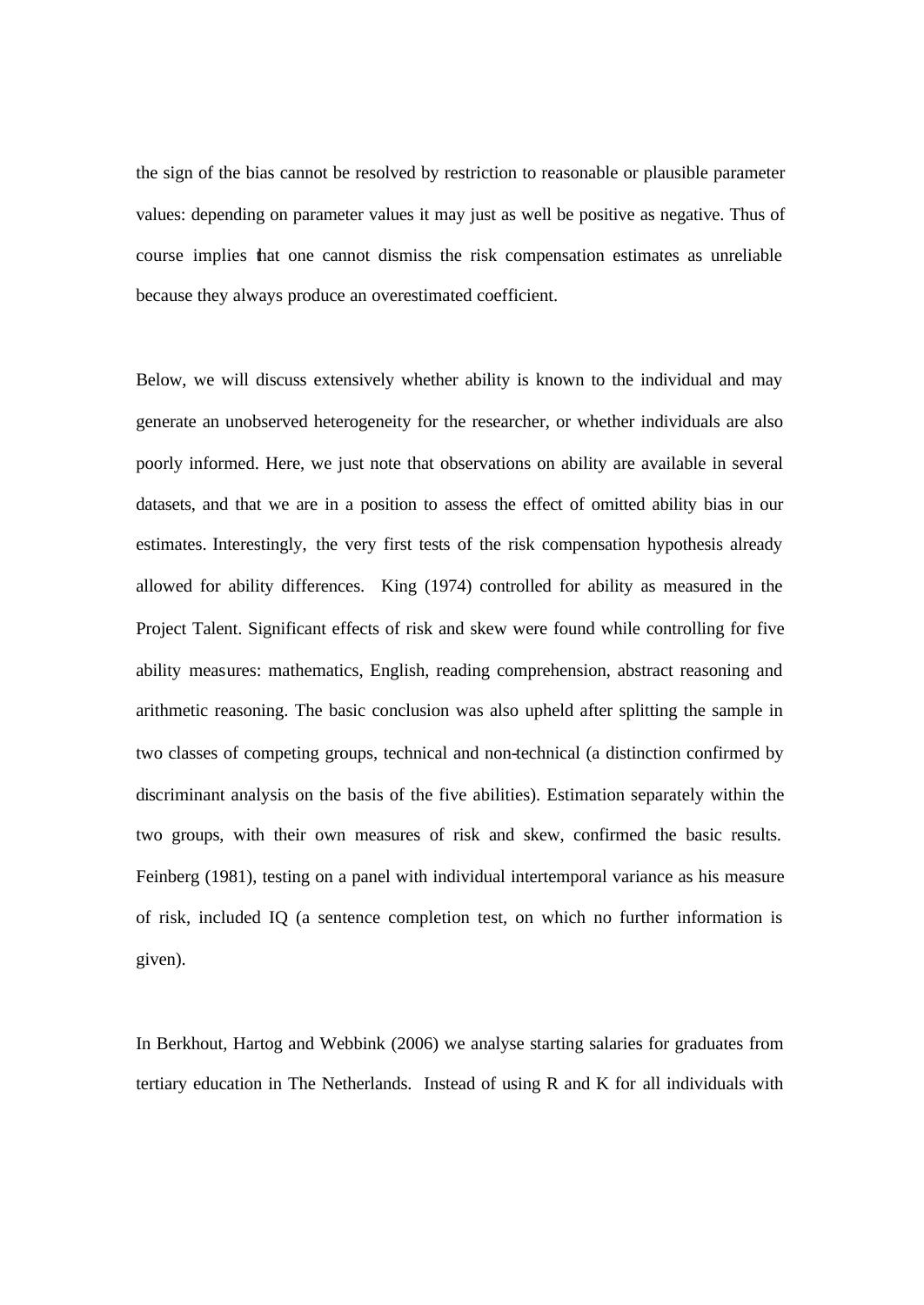the sign of the bias cannot be resolved by restriction to reasonable or plausible parameter values: depending on parameter values it may just as well be positive as negative. Thus of course implies that one cannot dismiss the risk compensation estimates as unreliable because they always produce an overestimated coefficient.

Below, we will discuss extensively whether ability is known to the individual and may generate an unobserved heterogeneity for the researcher, or whether individuals are also poorly informed. Here, we just note that observations on ability are available in several datasets, and that we are in a position to assess the effect of omitted ability bias in our estimates. Interestingly, the very first tests of the risk compensation hypothesis already allowed for ability differences. King (1974) controlled for ability as measured in the Project Talent. Significant effects of risk and skew were found while controlling for five ability measures: mathematics, English, reading comprehension, abstract reasoning and arithmetic reasoning. The basic conclusion was also upheld after splitting the sample in two classes of competing groups, technical and non-technical (a distinction confirmed by discriminant analysis on the basis of the five abilities). Estimation separately within the two groups, with their own measures of risk and skew, confirmed the basic results. Feinberg (1981), testing on a panel with individual intertemporal variance as his measure of risk, included IQ (a sentence completion test, on which no further information is given).

In Berkhout, Hartog and Webbink (2006) we analyse starting salaries for graduates from tertiary education in The Netherlands. Instead of using R and K for all individuals with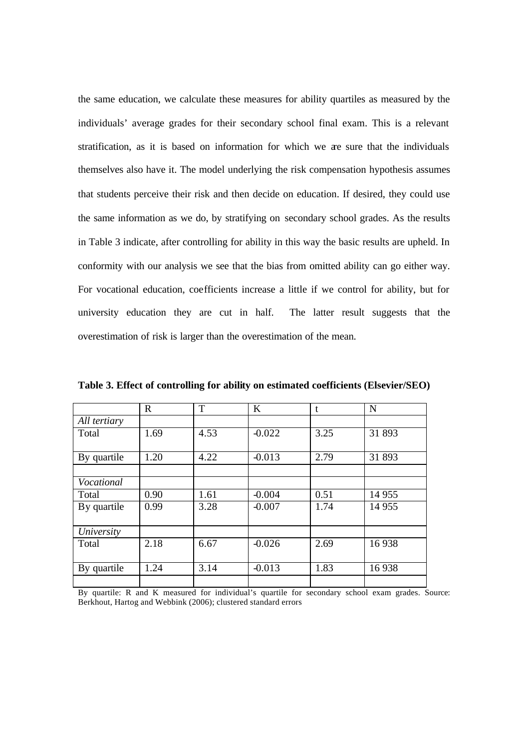the same education, we calculate these measures for ability quartiles as measured by the individuals' average grades for their secondary school final exam. This is a relevant stratification, as it is based on information for which we are sure that the individuals themselves also have it. The model underlying the risk compensation hypothesis assumes that students perceive their risk and then decide on education. If desired, they could use the same information as we do, by stratifying on secondary school grades. As the results in Table 3 indicate, after controlling for ability in this way the basic results are upheld. In conformity with our analysis we see that the bias from omitted ability can go either way. For vocational education, coefficients increase a little if we control for ability, but for university education they are cut in half. The latter result suggests that the overestimation of risk is larger than the overestimation of the mean.

**Table 3. Effect of controlling for ability on estimated coefficients (Elsevier/SEO)**

| | R | T | K | t | N |
|---|---|---|---|---|---|
| *All tertiary* | | | | | |
| Total | 1.69 | 4.53 | -0.022 | 3.25 | 31 893 |
| By quartile | 1.20 | 4.22 | -0.013 | 2.79 | 31 893 |
| | | | | | |
| *Vocational* | | | | | |
| Total | 0.90 | 1.61 | -0.004 | 0.51 | 14 955 |
| By quartile | 0.99 | 3.28 | -0.007 | 1.74 | 14 955 |
| *University* | | | | | |
| Total | 2.18 | 6.67 | -0.026 | 2.69 | 16 938 |
| By quartile | 1.24 | 3.14 | -0.013 | 1.83 | 16 938 |
| | | | | | |

By quartile: R and K measured for individual's quartile for secondary school exam grades. Source: Berkhout, Hartog and Webbink (2006); clustered standard errors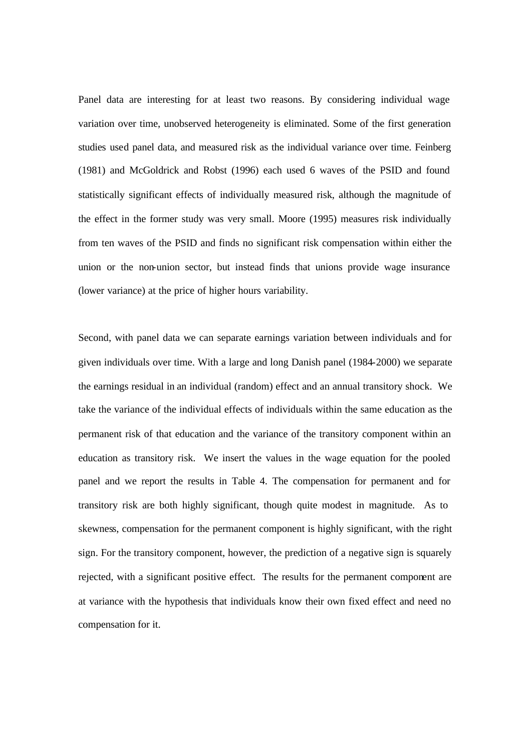Panel data are interesting for at least two reasons. By considering individual wage variation over time, unobserved heterogeneity is eliminated. Some of the first generation studies used panel data, and measured risk as the individual variance over time. Feinberg (1981) and McGoldrick and Robst (1996) each used 6 waves of the PSID and found statistically significant effects of individually measured risk, although the magnitude of the effect in the former study was very small. Moore (1995) measures risk individually from ten waves of the PSID and finds no significant risk compensation within either the union or the non-union sector, but instead finds that unions provide wage insurance (lower variance) at the price of higher hours variability.

Second, with panel data we can separate earnings variation between individuals and for given individuals over time. With a large and long Danish panel (1984-2000) we separate the earnings residual in an individual (random) effect and an annual transitory shock. We take the variance of the individual effects of individuals within the same education as the permanent risk of that education and the variance of the transitory component within an education as transitory risk. We insert the values in the wage equation for the pooled panel and we report the results in Table 4. The compensation for permanent and for transitory risk are both highly significant, though quite modest in magnitude. As to skewness, compensation for the permanent component is highly significant, with the right sign. For the transitory component, however, the prediction of a negative sign is squarely rejected, with a significant positive effect. The results for the permanent component are at variance with the hypothesis that individuals know their own fixed effect and need no compensation for it.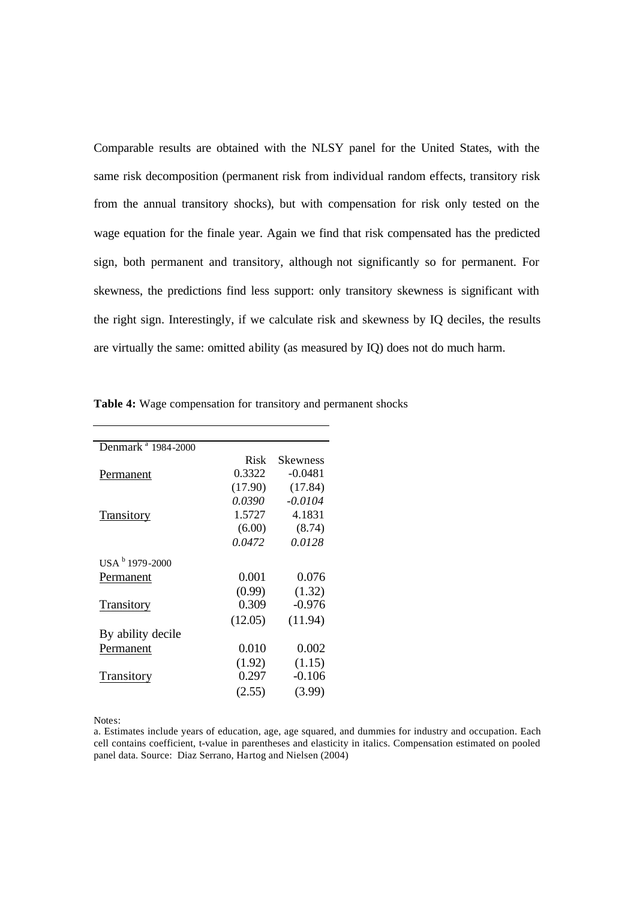Comparable results are obtained with the NLSY panel for the United States, with the same risk decomposition (permanent risk from individual random effects, transitory risk from the annual transitory shocks), but with compensation for risk only tested on the wage equation for the finale year. Again we find that risk compensated has the predicted sign, both permanent and transitory, although not significantly so for permanent. For skewness, the predictions find less support: only transitory skewness is significant with the right sign. Interestingly, if we calculate risk and skewness by IQ deciles, the results are virtually the same: omitted ability (as measured by IQ) does not do much harm.

**Table 4:** Wage compensation for transitory and permanent shocks

| Denmark [a] 1984-2000 | Risk | Skewness |
|---|---|---|
| Permanent | 0.3322 | -0.0481 |
| | (17.90) | (17.84) |
| | *0.0390* | *-0.0104* |
| Transitory | 1.5727 | 4.1831 |
| | (6.00) | (8.74) |
| | *0.0472* | *0.0128* |
| USA [b] 1979-2000 | | |
| Permanent | 0.001 | 0.076 |
| | (0.99) | (1.32) |
| Transitory | 0.309 | -0.976 |
| | (12.05) | (11.94) |
| By ability decile | | |
| Permanent | 0.010 | 0.002 |
| | (1.92) | (1.15) |
| Transitory | 0.297 | -0.106 |
| | (2.55) | (3.99) |

Notes:

a. Estimates include years of education, age, age squared, and dummies for industry and occupation. Each cell contains coefficient, t-value in parentheses and elasticity in italics. Compensation estimated on pooled panel data. Source: Diaz Serrano, Hartog and Nielsen (2004)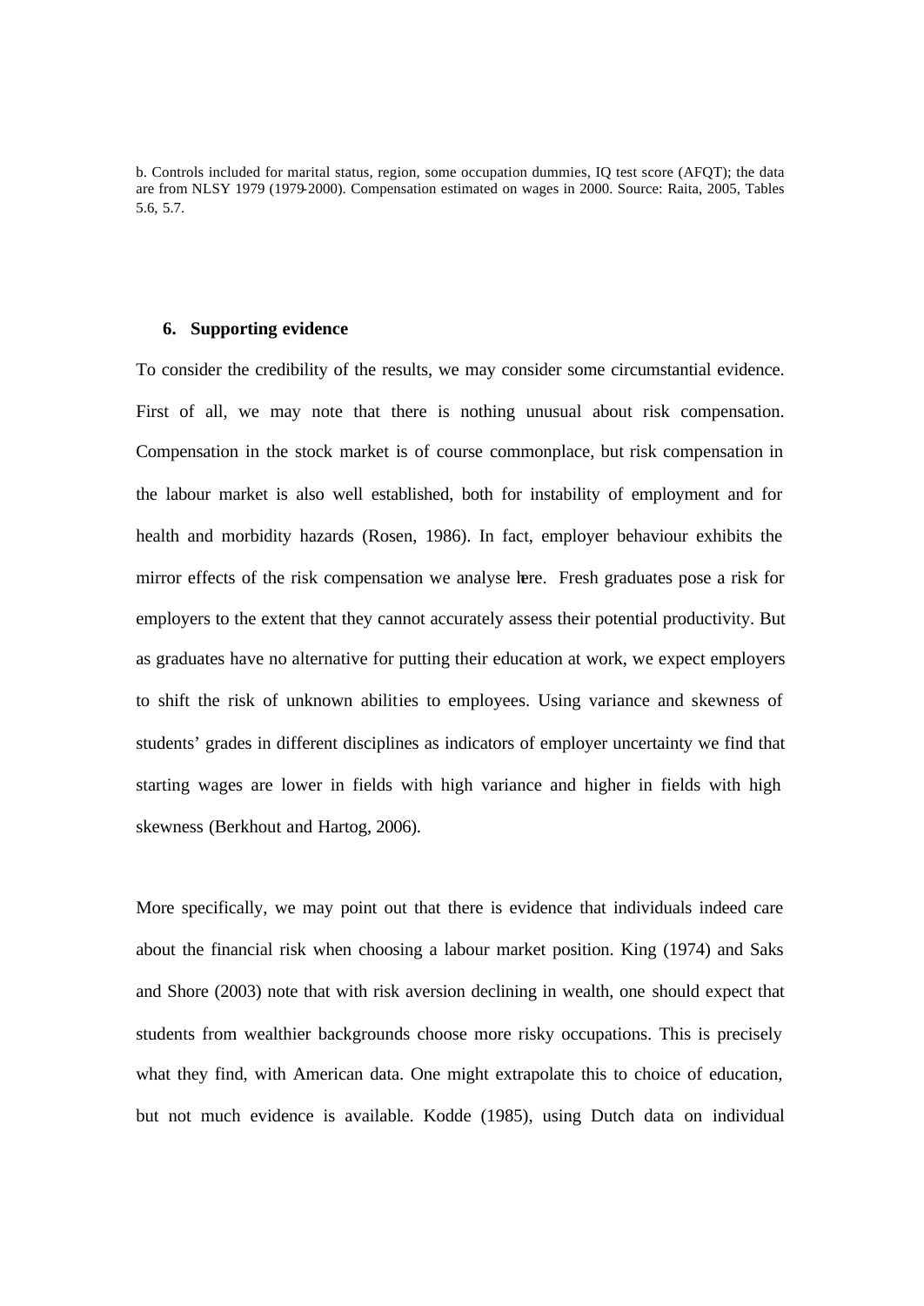b. Controls included for marital status, region, some occupation dummies, IQ test score (AFQT); the data are from NLSY 1979 (1979-2000). Compensation estimated on wages in 2000. Source: Raita, 2005, Tables 5.6, 5.7.

## 6. Supporting evidence

To consider the credibility of the results, we may consider some circumstantial evidence. First of all, we may note that there is nothing unusual about risk compensation. Compensation in the stock market is of course commonplace, but risk compensation in the labour market is also well established, both for instability of employment and for health and morbidity hazards (Rosen, 1986). In fact, employer behaviour exhibits the mirror effects of the risk compensation we analyse here. Fresh graduates pose a risk for employers to the extent that they cannot accurately assess their potential productivity. But as graduates have no alternative for putting their education at work, we expect employers to shift the risk of unknown abilities to employees. Using variance and skewness of students' grades in different disciplines as indicators of employer uncertainty we find that starting wages are lower in fields with high variance and higher in fields with high skewness (Berkhout and Hartog, 2006).

More specifically, we may point out that there is evidence that individuals indeed care about the financial risk when choosing a labour market position. King (1974) and Saks and Shore (2003) note that with risk aversion declining in wealth, one should expect that students from wealthier backgrounds choose more risky occupations. This is precisely what they find, with American data. One might extrapolate this to choice of education, but not much evidence is available. Kodde (1985), using Dutch data on individual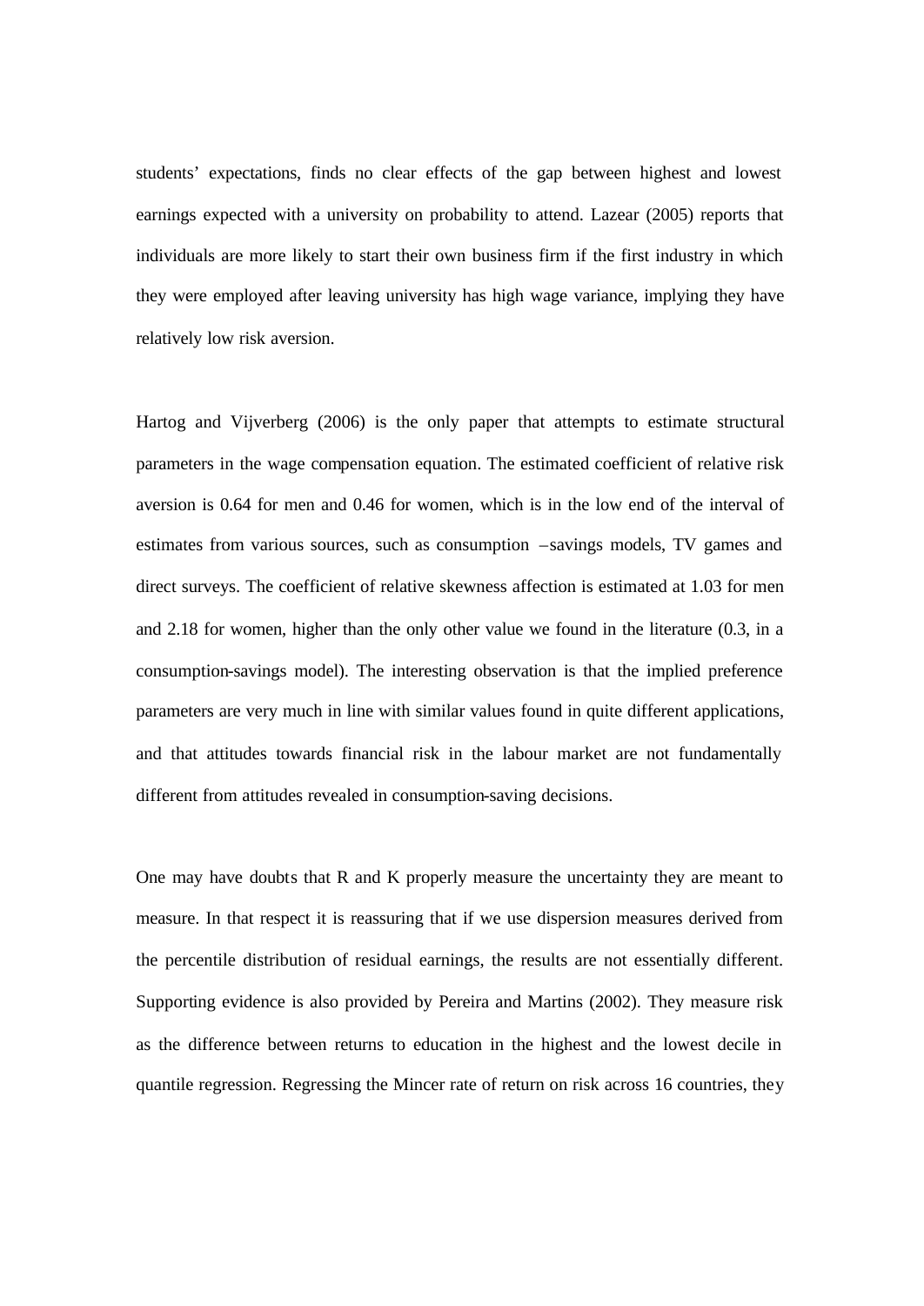students' expectations, finds no clear effects of the gap between highest and lowest earnings expected with a university on probability to attend. Lazear (2005) reports that individuals are more likely to start their own business firm if the first industry in which they were employed after leaving university has high wage variance, implying they have relatively low risk aversion.

Hartog and Vijverberg (2006) is the only paper that attempts to estimate structural parameters in the wage compensation equation. The estimated coefficient of relative risk aversion is 0.64 for men and 0.46 for women, which is in the low end of the interval of estimates from various sources, such as consumption –savings models, TV games and direct surveys. The coefficient of relative skewness affection is estimated at 1.03 for men and 2.18 for women, higher than the only other value we found in the literature (0.3, in a consumption-savings model). The interesting observation is that the implied preference parameters are very much in line with similar values found in quite different applications, and that attitudes towards financial risk in the labour market are not fundamentally different from attitudes revealed in consumption-saving decisions.

One may have doubts that R and K properly measure the uncertainty they are meant to measure. In that respect it is reassuring that if we use dispersion measures derived from the percentile distribution of residual earnings, the results are not essentially different. Supporting evidence is also provided by Pereira and Martins (2002). They measure risk as the difference between returns to education in the highest and the lowest decile in quantile regression. Regressing the Mincer rate of return on risk across 16 countries, they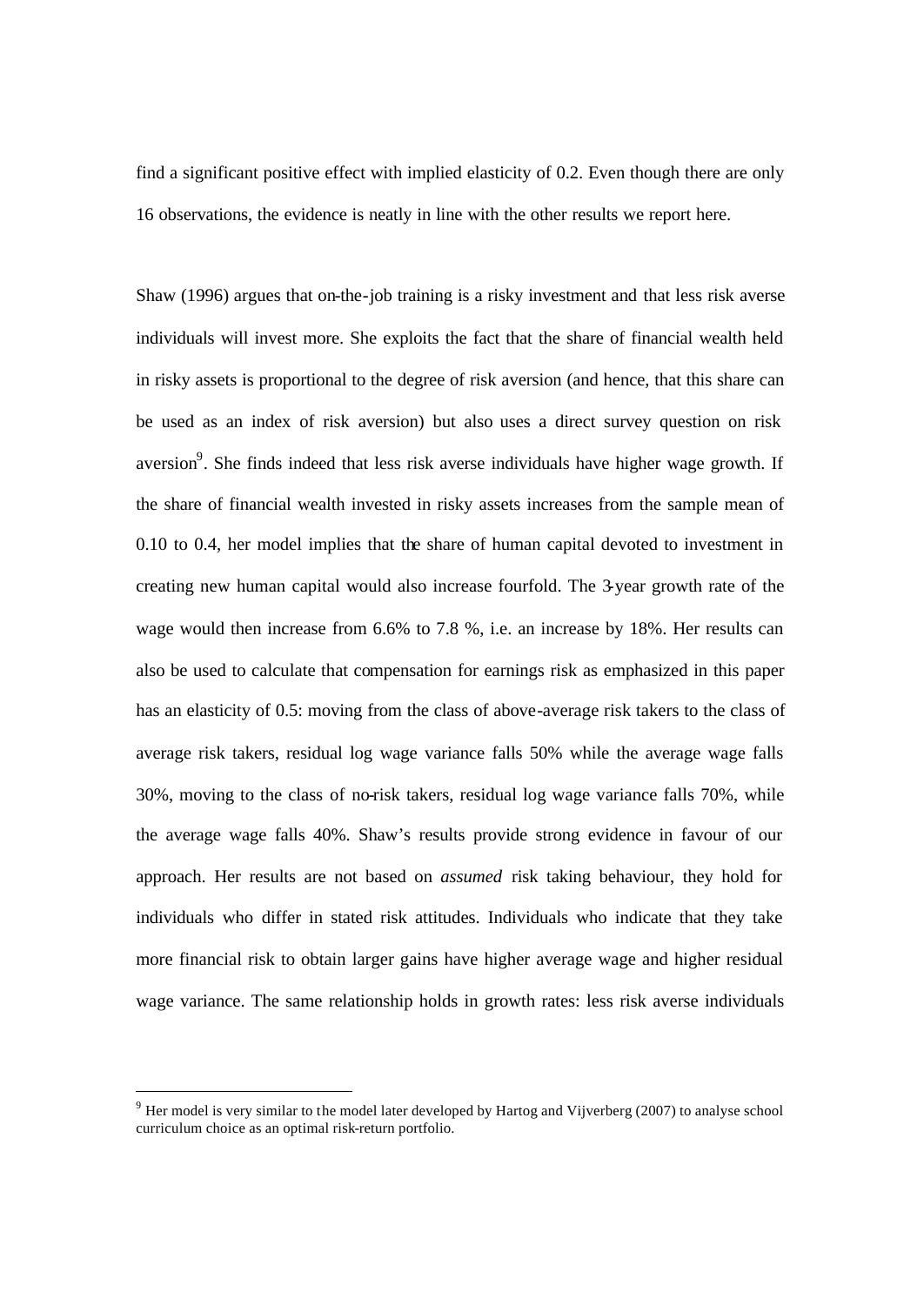find a significant positive effect with implied elasticity of 0.2. Even though there are only 16 observations, the evidence is neatly in line with the other results we report here.

Shaw (1996) argues that on-the-job training is a risky investment and that less risk averse individuals will invest more. She exploits the fact that the share of financial wealth held in risky assets is proportional to the degree of risk aversion (and hence, that this share can be used as an index of risk aversion) but also uses a direct survey question on risk aversion[9]. She finds indeed that less risk averse individuals have higher wage growth. If the share of financial wealth invested in risky assets increases from the sample mean of 0.10 to 0.4, her model implies that the share of human capital devoted to investment in creating new human capital would also increase fourfold. The 3-year growth rate of the wage would then increase from 6.6% to 7.8 %, i.e. an increase by 18%. Her results can also be used to calculate that compensation for earnings risk as emphasized in this paper has an elasticity of 0.5: moving from the class of above-average risk takers to the class of average risk takers, residual log wage variance falls 50% while the average wage falls 30%, moving to the class of no-risk takers, residual log wage variance falls 70%, while the average wage falls 40%. Shaw's results provide strong evidence in favour of our approach. Her results are not based on *assumed* risk taking behaviour, they hold for individuals who differ in stated risk attitudes. Individuals who indicate that they take more financial risk to obtain larger gains have higher average wage and higher residual wage variance. The same relationship holds in growth rates: less risk averse individuals

[9] Her model is very similar to the model later developed by Hartog and Vijverberg (2007) to analyse school curriculum choice as an optimal risk-return portfolio.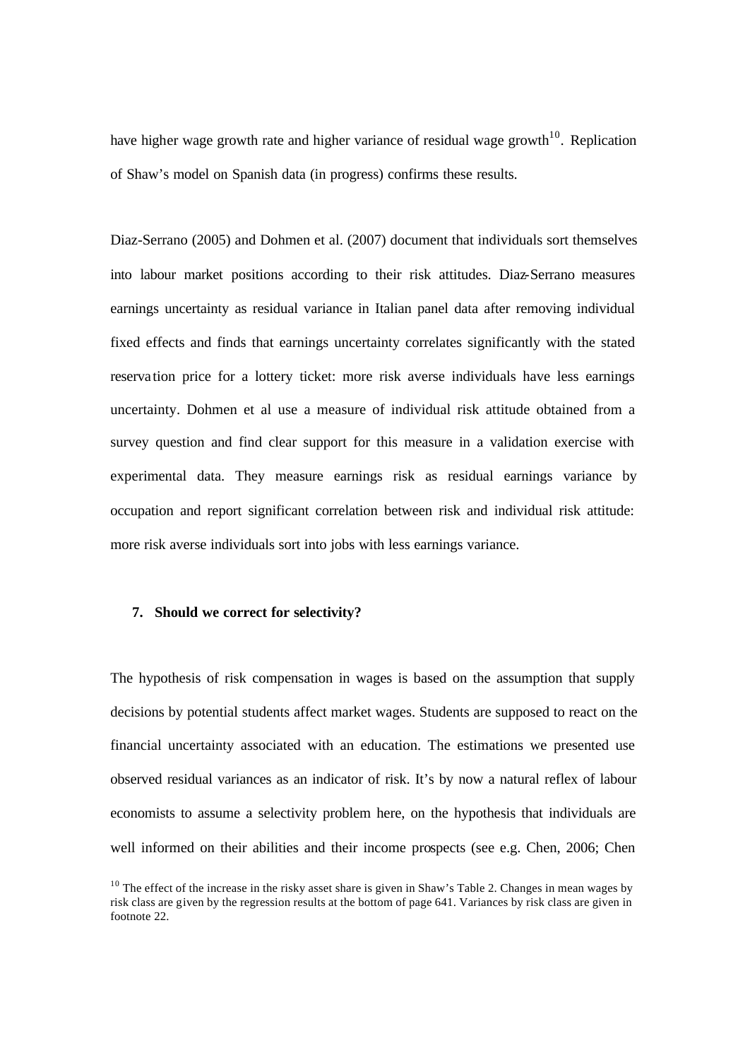have higher wage growth rate and higher variance of residual wage growth[10]. Replication of Shaw's model on Spanish data (in progress) confirms these results.

Diaz-Serrano (2005) and Dohmen et al. (2007) document that individuals sort themselves into labour market positions according to their risk attitudes. Diaz-Serrano measures earnings uncertainty as residual variance in Italian panel data after removing individual fixed effects and finds that earnings uncertainty correlates significantly with the stated reservation price for a lottery ticket: more risk averse individuals have less earnings uncertainty. Dohmen et al use a measure of individual risk attitude obtained from a survey question and find clear support for this measure in a validation exercise with experimental data. They measure earnings risk as residual earnings variance by occupation and report significant correlation between risk and individual risk attitude: more risk averse individuals sort into jobs with less earnings variance.

## 7. Should we correct for selectivity?

The hypothesis of risk compensation in wages is based on the assumption that supply decisions by potential students affect market wages. Students are supposed to react on the financial uncertainty associated with an education. The estimations we presented use observed residual variances as an indicator of risk. It's by now a natural reflex of labour economists to assume a selectivity problem here, on the hypothesis that individuals are well informed on their abilities and their income prospects (see e.g. Chen, 2006; Chen

[10] The effect of the increase in the risky asset share is given in Shaw's Table 2. Changes in mean wages by risk class are given by the regression results at the bottom of page 641. Variances by risk class are given in footnote 22.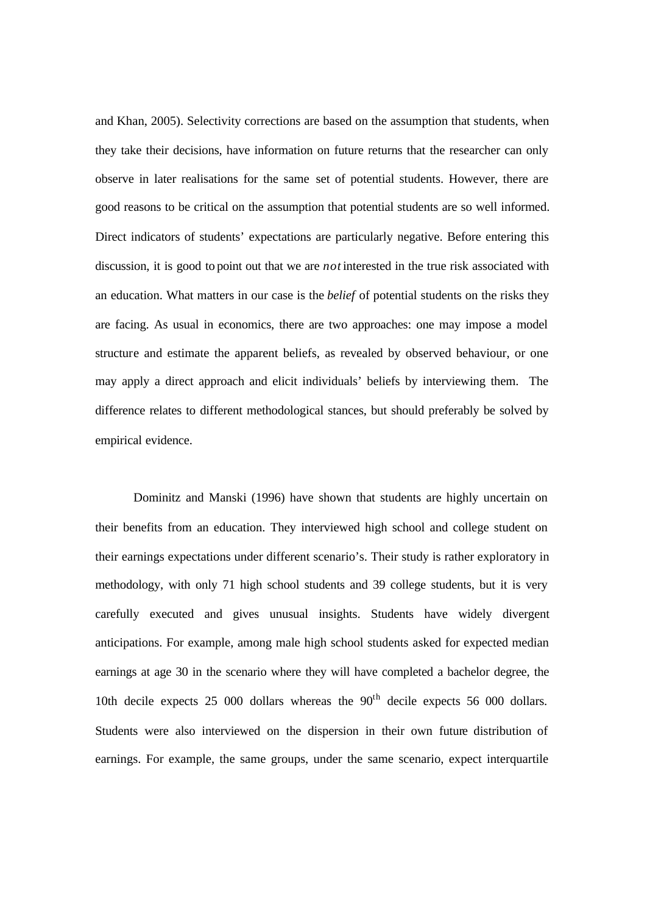and Khan, 2005). Selectivity corrections are based on the assumption that students, when they take their decisions, have information on future returns that the researcher can only observe in later realisations for the same set of potential students. However, there are good reasons to be critical on the assumption that potential students are so well informed. Direct indicators of students' expectations are particularly negative. Before entering this discussion, it is good to point out that we are *not* interested in the true risk associated with an education. What matters in our case is the *belief* of potential students on the risks they are facing. As usual in economics, there are two approaches: one may impose a model structure and estimate the apparent beliefs, as revealed by observed behaviour, or one may apply a direct approach and elicit individuals' beliefs by interviewing them. The difference relates to different methodological stances, but should preferably be solved by empirical evidence.

Dominitz and Manski (1996) have shown that students are highly uncertain on their benefits from an education. They interviewed high school and college student on their earnings expectations under different scenario's. Their study is rather exploratory in methodology, with only 71 high school students and 39 college students, but it is very carefully executed and gives unusual insights. Students have widely divergent anticipations. For example, among male high school students asked for expected median earnings at age 30 in the scenario where they will have completed a bachelor degree, the 10th decile expects 25 000 dollars whereas the 90th decile expects 56 000 dollars. Students were also interviewed on the dispersion in their own future distribution of earnings. For example, the same groups, under the same scenario, expect interquartile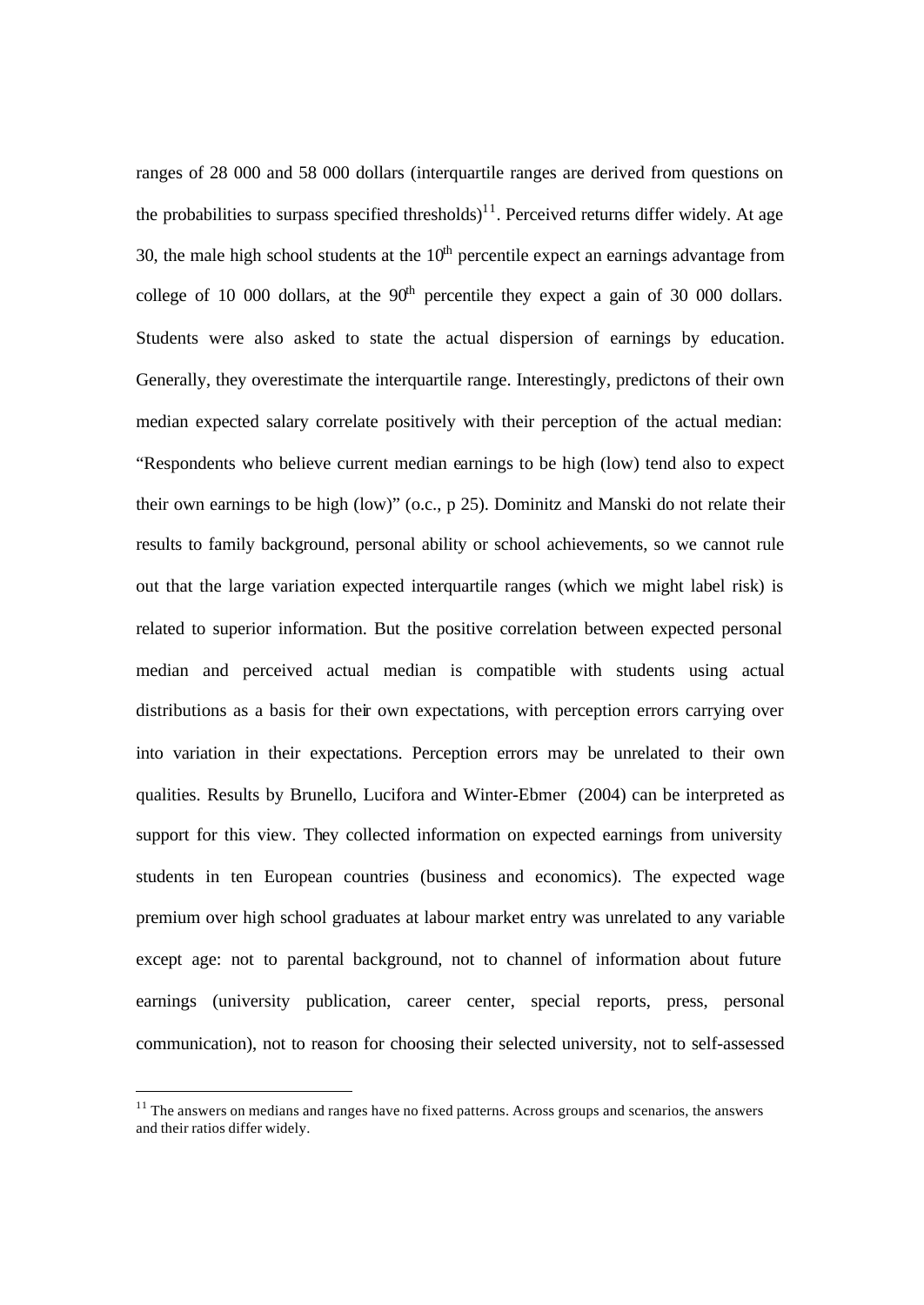ranges of 28 000 and 58 000 dollars (interquartile ranges are derived from questions on the probabilities to surpass specified thresholds)[11]. Perceived returns differ widely. At age 30, the male high school students at the 10th percentile expect an earnings advantage from college of 10 000 dollars, at the 90th percentile they expect a gain of 30 000 dollars. Students were also asked to state the actual dispersion of earnings by education. Generally, they overestimate the interquartile range. Interestingly, predictons of their own median expected salary correlate positively with their perception of the actual median: "Respondents who believe current median earnings to be high (low) tend also to expect their own earnings to be high (low)" (o.c., p 25). Dominitz and Manski do not relate their results to family background, personal ability or school achievements, so we cannot rule out that the large variation expected interquartile ranges (which we might label risk) is related to superior information. But the positive correlation between expected personal median and perceived actual median is compatible with students using actual distributions as a basis for their own expectations, with perception errors carrying over into variation in their expectations. Perception errors may be unrelated to their own qualities. Results by Brunello, Lucifora and Winter-Ebmer (2004) can be interpreted as support for this view. They collected information on expected earnings from university students in ten European countries (business and economics). The expected wage premium over high school graduates at labour market entry was unrelated to any variable except age: not to parental background, not to channel of information about future earnings (university publication, career center, special reports, press, personal communication), not to reason for choosing their selected university, not to self-assessed

[11] The answers on medians and ranges have no fixed patterns. Across groups and scenarios, the answers and their ratios differ widely.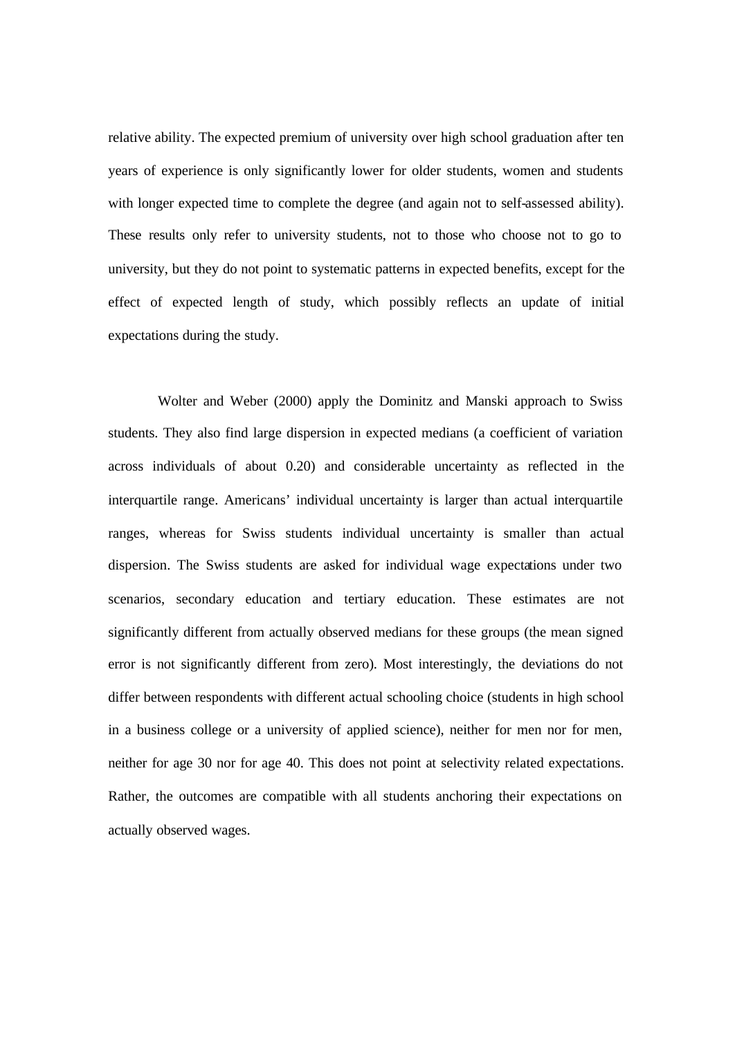relative ability. The expected premium of university over high school graduation after ten years of experience is only significantly lower for older students, women and students with longer expected time to complete the degree (and again not to self-assessed ability). These results only refer to university students, not to those who choose not to go to university, but they do not point to systematic patterns in expected benefits, except for the effect of expected length of study, which possibly reflects an update of initial expectations during the study.

Wolter and Weber (2000) apply the Dominitz and Manski approach to Swiss students. They also find large dispersion in expected medians (a coefficient of variation across individuals of about 0.20) and considerable uncertainty as reflected in the interquartile range. Americans' individual uncertainty is larger than actual interquartile ranges, whereas for Swiss students individual uncertainty is smaller than actual dispersion. The Swiss students are asked for individual wage expectations under two scenarios, secondary education and tertiary education. These estimates are not significantly different from actually observed medians for these groups (the mean signed error is not significantly different from zero). Most interestingly, the deviations do not differ between respondents with different actual schooling choice (students in high school in a business college or a university of applied science), neither for men nor for men, neither for age 30 nor for age 40. This does not point at selectivity related expectations. Rather, the outcomes are compatible with all students anchoring their expectations on actually observed wages.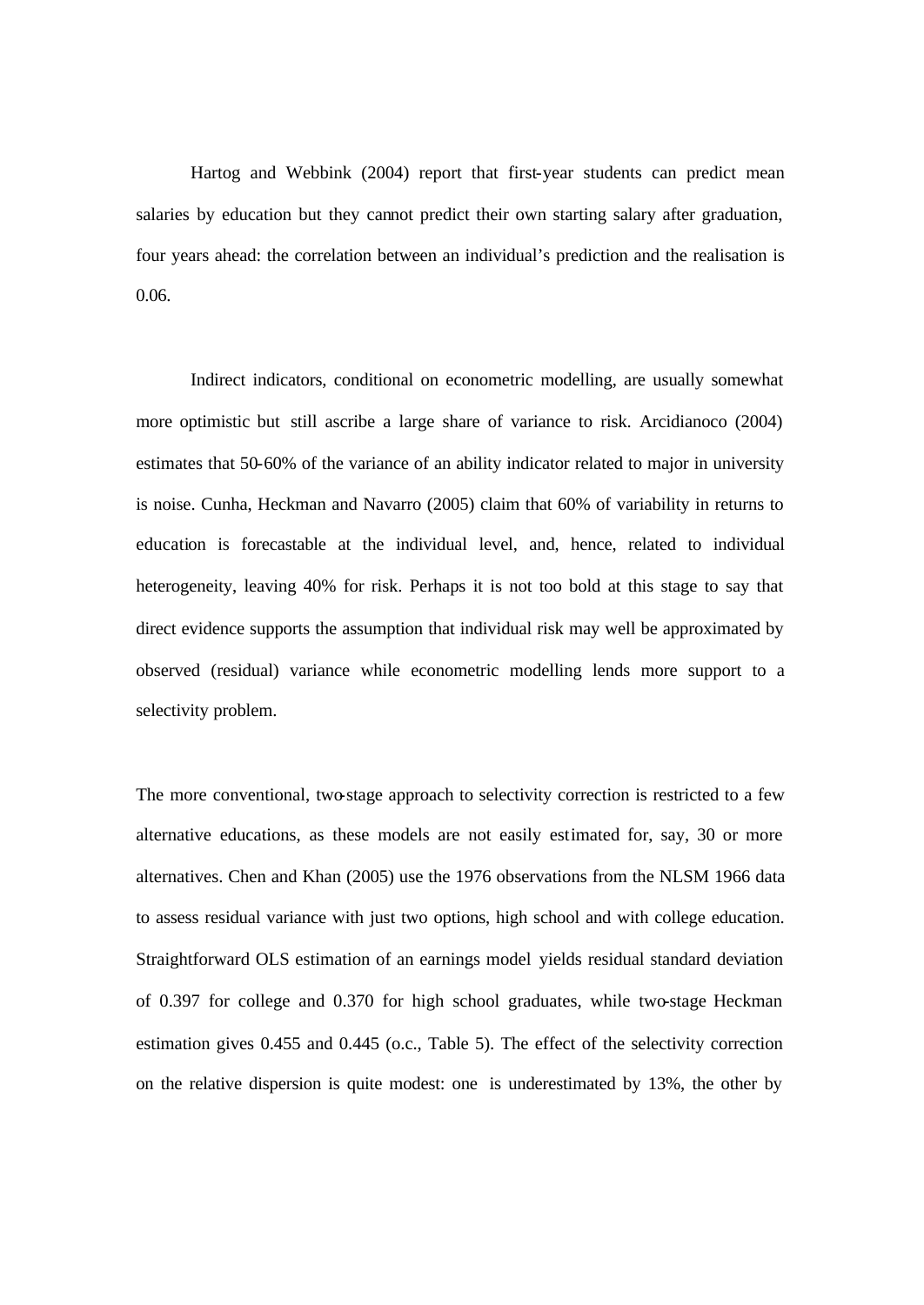Hartog and Webbink (2004) report that first-year students can predict mean salaries by education but they cannot predict their own starting salary after graduation, four years ahead: the correlation between an individual's prediction and the realisation is 0.06.

Indirect indicators, conditional on econometric modelling, are usually somewhat more optimistic but still ascribe a large share of variance to risk. Arcidianoco (2004) estimates that 50-60% of the variance of an ability indicator related to major in university is noise. Cunha, Heckman and Navarro (2005) claim that 60% of variability in returns to education is forecastable at the individual level, and, hence, related to individual heterogeneity, leaving 40% for risk. Perhaps it is not too bold at this stage to say that direct evidence supports the assumption that individual risk may well be approximated by observed (residual) variance while econometric modelling lends more support to a selectivity problem.

The more conventional, two-stage approach to selectivity correction is restricted to a few alternative educations, as these models are not easily estimated for, say, 30 or more alternatives. Chen and Khan (2005) use the 1976 observations from the NLSM 1966 data to assess residual variance with just two options, high school and with college education. Straightforward OLS estimation of an earnings model yields residual standard deviation of 0.397 for college and 0.370 for high school graduates, while two-stage Heckman estimation gives 0.455 and 0.445 (o.c., Table 5). The effect of the selectivity correction on the relative dispersion is quite modest: one is underestimated by 13%, the other by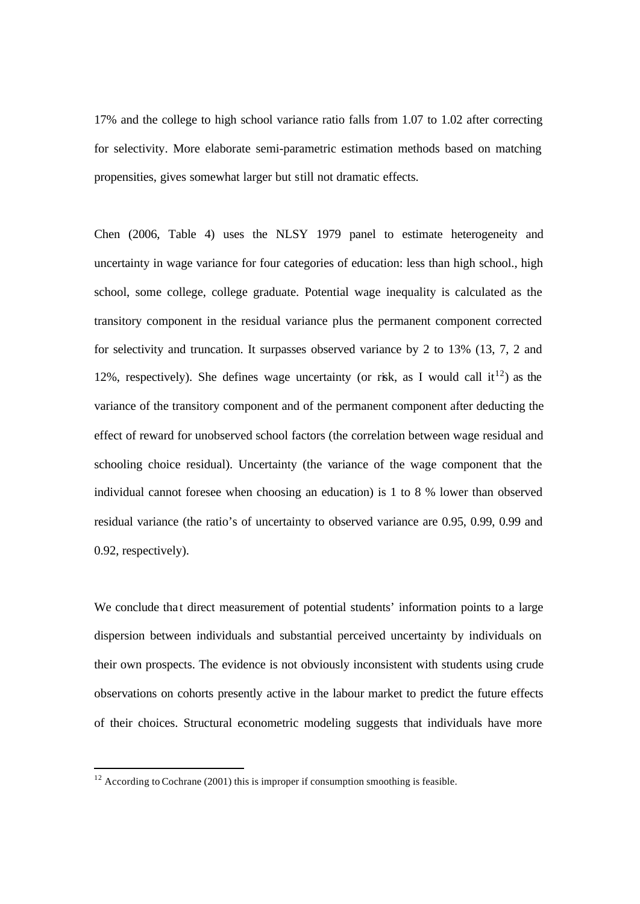17% and the college to high school variance ratio falls from 1.07 to 1.02 after correcting for selectivity. More elaborate semi-parametric estimation methods based on matching propensities, gives somewhat larger but still not dramatic effects.

Chen (2006, Table 4) uses the NLSY 1979 panel to estimate heterogeneity and uncertainty in wage variance for four categories of education: less than high school., high school, some college, college graduate. Potential wage inequality is calculated as the transitory component in the residual variance plus the permanent component corrected for selectivity and truncation. It surpasses observed variance by 2 to 13% (13, 7, 2 and 12%, respectively). She defines wage uncertainty (or risk, as I would call it[12]) as the variance of the transitory component and of the permanent component after deducting the effect of reward for unobserved school factors (the correlation between wage residual and schooling choice residual). Uncertainty (the variance of the wage component that the individual cannot foresee when choosing an education) is 1 to 8 % lower than observed residual variance (the ratio's of uncertainty to observed variance are 0.95, 0.99, 0.99 and 0.92, respectively).

We conclude that direct measurement of potential students' information points to a large dispersion between individuals and substantial perceived uncertainty by individuals on their own prospects. The evidence is not obviously inconsistent with students using crude observations on cohorts presently active in the labour market to predict the future effects of their choices. Structural econometric modeling suggests that individuals have more

[12] According to Cochrane (2001) this is improper if consumption smoothing is feasible.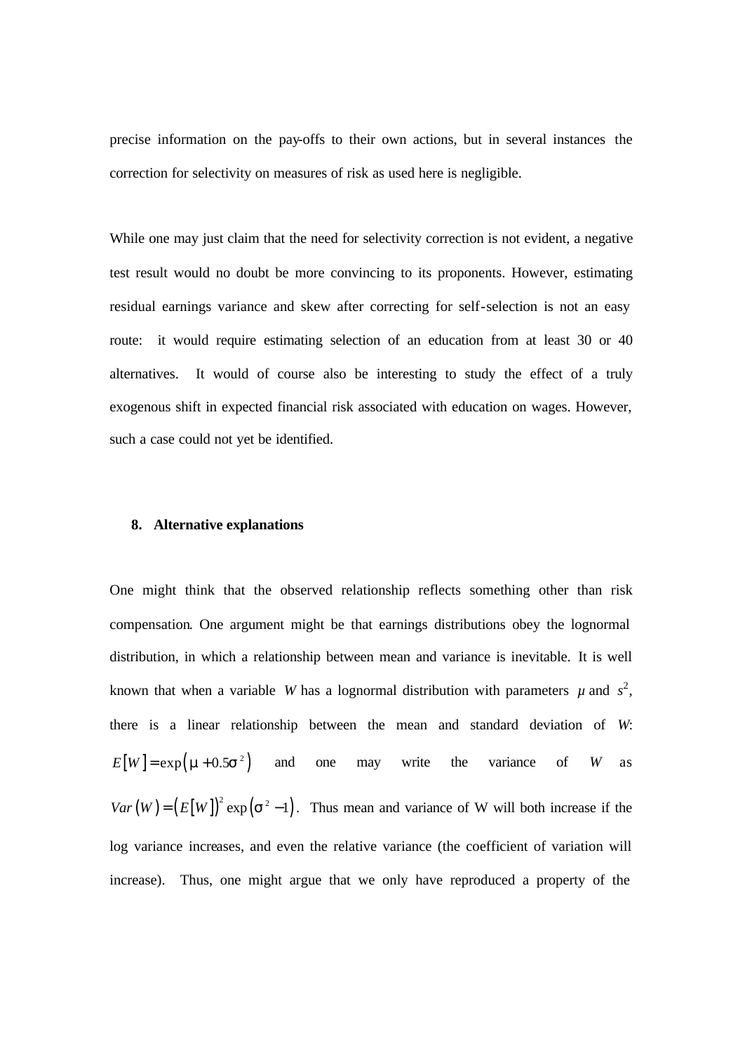precise information on the pay-offs to their own actions, but in several instances the correction for selectivity on measures of risk as used here is negligible.

While one may just claim that the need for selectivity correction is not evident, a negative test result would no doubt be more convincing to its proponents. However, estimating residual earnings variance and skew after correcting for self-selection is not an easy route: it would require estimating selection of an education from at least 30 or 40 alternatives. It would of course also be interesting to study the effect of a truly exogenous shift in expected financial risk associated with education on wages. However, such a case could not yet be identified.

## 8. Alternative explanations

One might think that the observed relationship reflects something other than risk compensation. One argument might be that earnings distributions obey the lognormal distribution, in which a relationship between mean and variance is inevitable. It is well known that when a variable $W$ has a lognormal distribution with parameters $\mu$ and $s^2$, there is a linear relationship between the mean and standard deviation of $W$: $E[W] = \exp(\mu + 0.5\sigma^2)$ and one may write the variance of $W$ as $Var(W) = (E[W])^2 \exp(\sigma^2 - 1)$. Thus mean and variance of W will both increase if the log variance increases, and even the relative variance (the coefficient of variation will increase). Thus, one might argue that we only have reproduced a property of the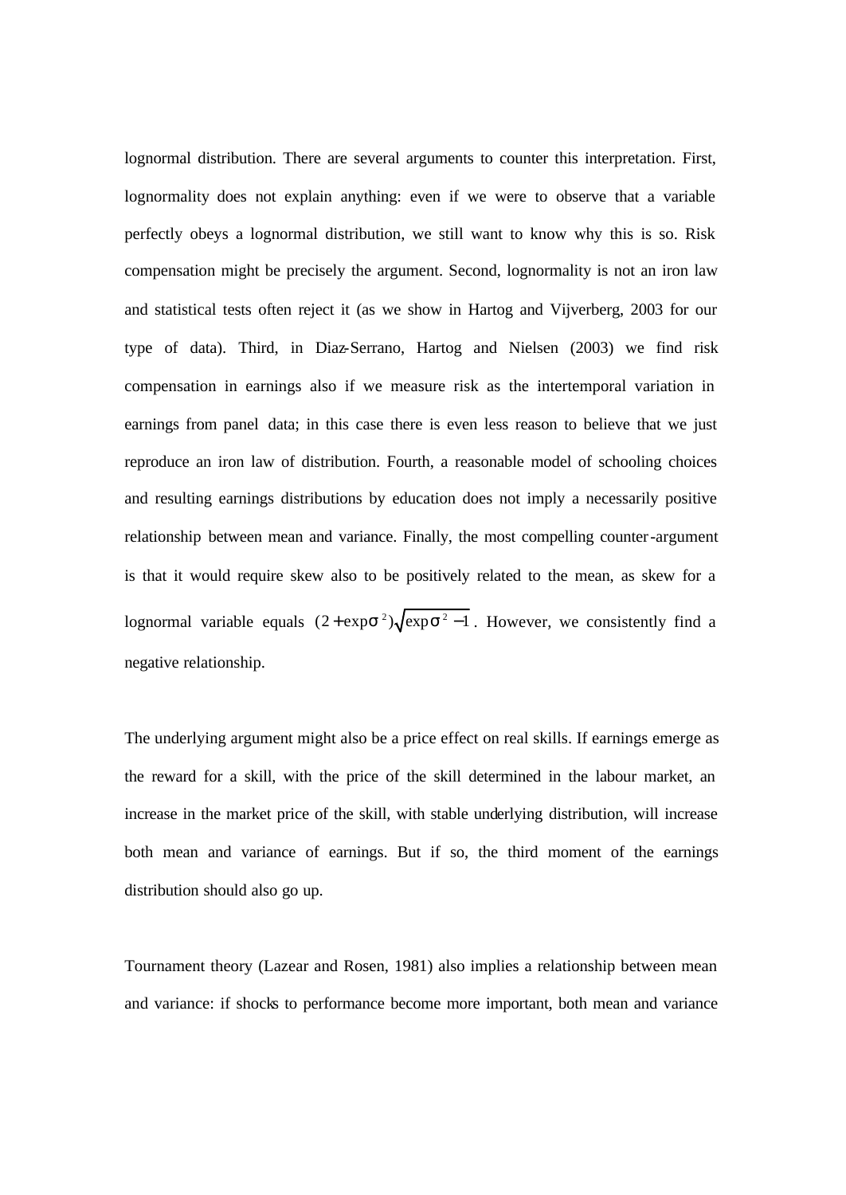lognormal distribution. There are several arguments to counter this interpretation. First, lognormality does not explain anything: even if we were to observe that a variable perfectly obeys a lognormal distribution, we still want to know why this is so. Risk compensation might be precisely the argument. Second, lognormality is not an iron law and statistical tests often reject it (as we show in Hartog and Vijverberg, 2003 for our type of data). Third, in Diaz-Serrano, Hartog and Nielsen (2003) we find risk compensation in earnings also if we measure risk as the intertemporal variation in earnings from panel data; in this case there is even less reason to believe that we just reproduce an iron law of distribution. Fourth, a reasonable model of schooling choices and resulting earnings distributions by education does not imply a necessarily positive relationship between mean and variance. Finally, the most compelling counter-argument is that it would require skew also to be positively related to the mean, as skew for a lognormal variable equals $(2+\exp\sigma^2)\sqrt{\exp\sigma^2 - 1}$. However, we consistently find a negative relationship.

The underlying argument might also be a price effect on real skills. If earnings emerge as the reward for a skill, with the price of the skill determined in the labour market, an increase in the market price of the skill, with stable underlying distribution, will increase both mean and variance of earnings. But if so, the third moment of the earnings distribution should also go up.

Tournament theory (Lazear and Rosen, 1981) also implies a relationship between mean and variance: if shocks to performance become more important, both mean and variance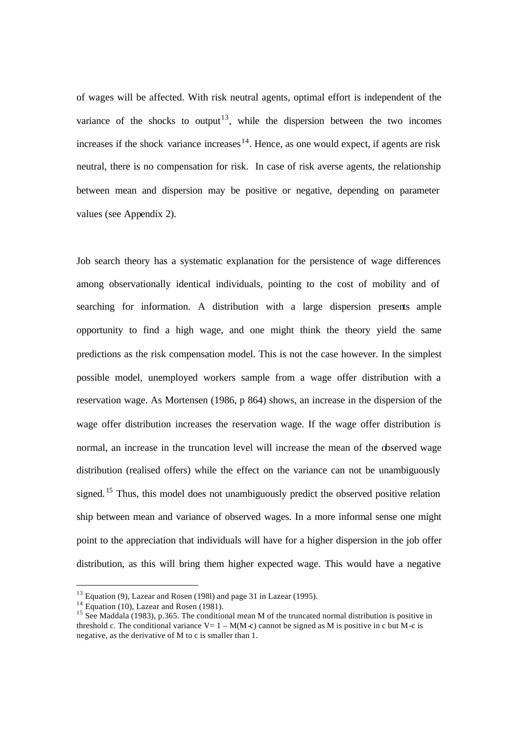of wages will be affected. With risk neutral agents, optimal effort is independent of the variance of the shocks to output[13], while the dispersion between the two incomes increases if the shock variance increases[14]. Hence, as one would expect, if agents are risk neutral, there is no compensation for risk. In case of risk averse agents, the relationship between mean and dispersion may be positive or negative, depending on parameter values (see Appendix 2).

Job search theory has a systematic explanation for the persistence of wage differences among observationally identical individuals, pointing to the cost of mobility and of searching for information. A distribution with a large dispersion presents ample opportunity to find a high wage, and one might think the theory yield the same predictions as the risk compensation model. This is not the case however. In the simplest possible model, unemployed workers sample from a wage offer distribution with a reservation wage. As Mortensen (1986, p 864) shows, an increase in the dispersion of the wage offer distribution increases the reservation wage. If the wage offer distribution is normal, an increase in the truncation level will increase the mean of the observed wage distribution (realised offers) while the effect on the variance can not be unambiguously signed.[15] Thus, this model does not unambiguously predict the observed positive relation ship between mean and variance of observed wages. In a more informal sense one might point to the appreciation that individuals will have for a higher dispersion in the job offer distribution, as this will bring them higher expected wage. This would have a negative

---

[13] Equation (9), Lazear and Rosen (198l) and page 31 in Lazear (1995).

[14] Equation (10), Lazear and Rosen (1981).

[15] See Maddala (1983), p.365. The conditional mean M of the truncated normal distribution is positive in threshold c. The conditional variance $V = 1 - M(M-c)$ cannot be signed as M is positive in c but $M-c$ is negative, as the derivative of M to c is smaller than 1.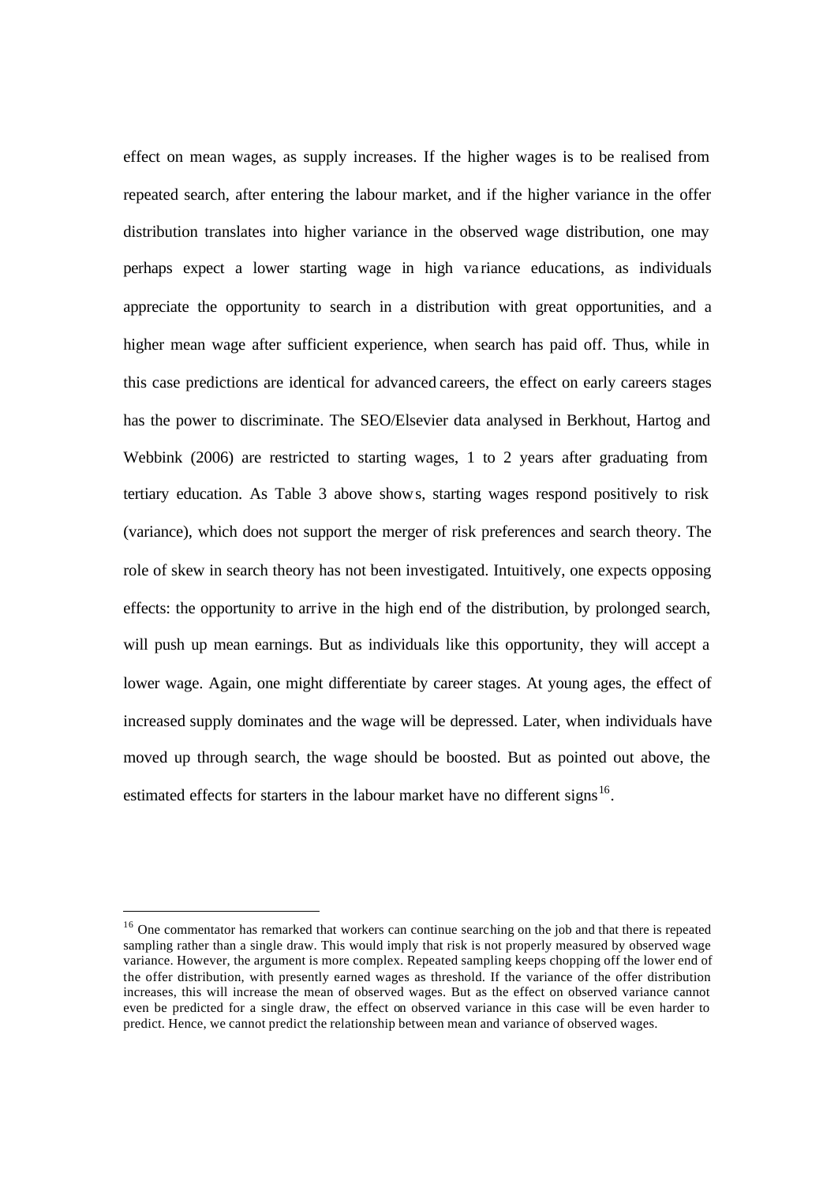effect on mean wages, as supply increases. If the higher wages is to be realised from repeated search, after entering the labour market, and if the higher variance in the offer distribution translates into higher variance in the observed wage distribution, one may perhaps expect a lower starting wage in high variance educations, as individuals appreciate the opportunity to search in a distribution with great opportunities, and a higher mean wage after sufficient experience, when search has paid off. Thus, while in this case predictions are identical for advanced careers, the effect on early careers stages has the power to discriminate. The SEO/Elsevier data analysed in Berkhout, Hartog and Webbink (2006) are restricted to starting wages, 1 to 2 years after graduating from tertiary education. As Table 3 above shows, starting wages respond positively to risk (variance), which does not support the merger of risk preferences and search theory. The role of skew in search theory has not been investigated. Intuitively, one expects opposing effects: the opportunity to arrive in the high end of the distribution, by prolonged search, will push up mean earnings. But as individuals like this opportunity, they will accept a lower wage. Again, one might differentiate by career stages. At young ages, the effect of increased supply dominates and the wage will be depressed. Later, when individuals have moved up through search, the wage should be boosted. But as pointed out above, the estimated effects for starters in the labour market have no different signs[16].

[16] One commentator has remarked that workers can continue searching on the job and that there is repeated sampling rather than a single draw. This would imply that risk is not properly measured by observed wage variance. However, the argument is more complex. Repeated sampling keeps chopping off the lower end of the offer distribution, with presently earned wages as threshold. If the variance of the offer distribution increases, this will increase the mean of observed wages. But as the effect on observed variance cannot even be predicted for a single draw, the effect on observed variance in this case will be even harder to predict. Hence, we cannot predict the relationship between mean and variance of observed wages.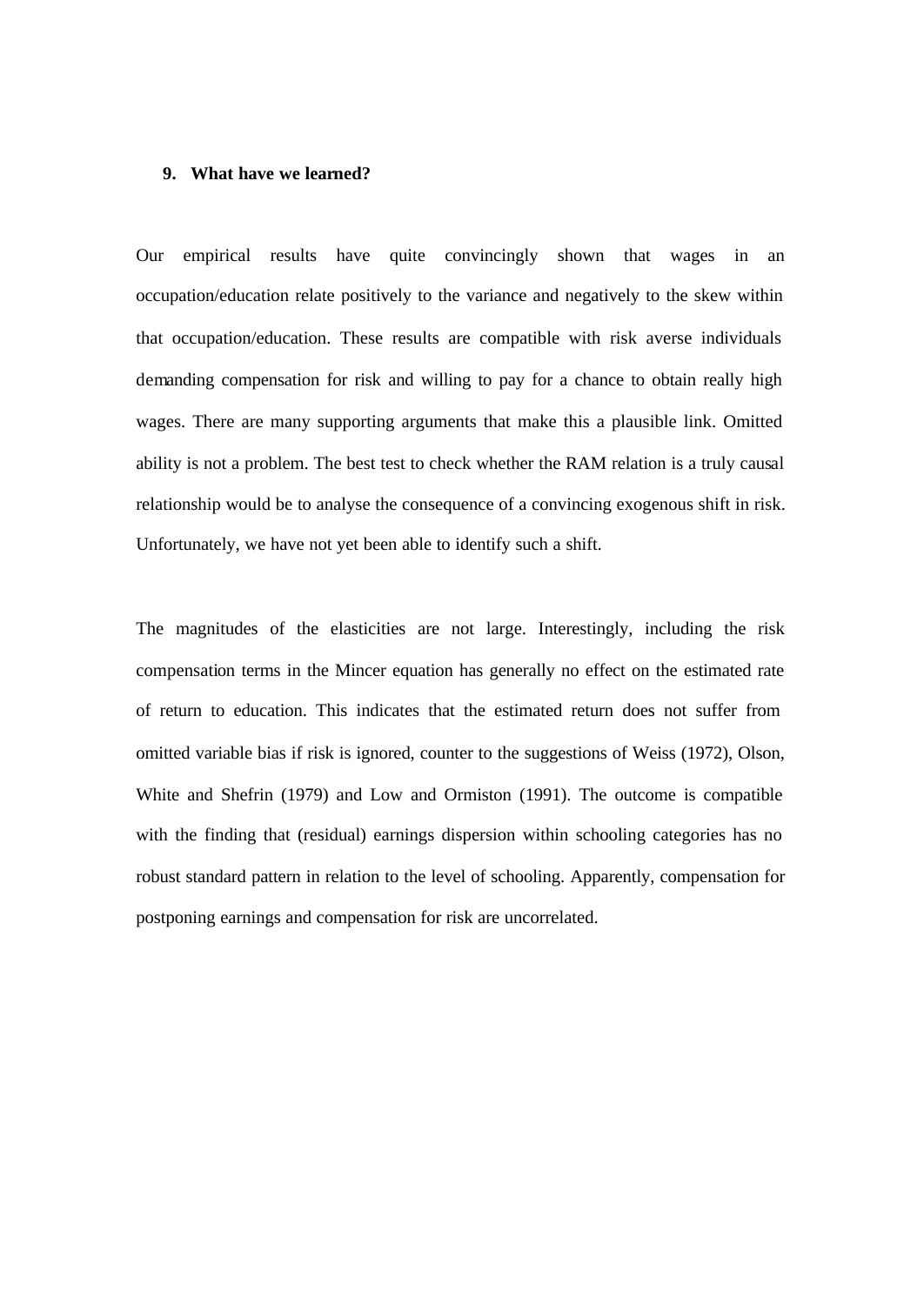## 9. What have we learned?

Our empirical results have quite convincingly shown that wages in an occupation/education relate positively to the variance and negatively to the skew within that occupation/education. These results are compatible with risk averse individuals demanding compensation for risk and willing to pay for a chance to obtain really high wages. There are many supporting arguments that make this a plausible link. Omitted ability is not a problem. The best test to check whether the RAM relation is a truly causal relationship would be to analyse the consequence of a convincing exogenous shift in risk. Unfortunately, we have not yet been able to identify such a shift.

The magnitudes of the elasticities are not large. Interestingly, including the risk compensation terms in the Mincer equation has generally no effect on the estimated rate of return to education. This indicates that the estimated return does not suffer from omitted variable bias if risk is ignored, counter to the suggestions of Weiss (1972), Olson, White and Shefrin (1979) and Low and Ormiston (1991). The outcome is compatible with the finding that (residual) earnings dispersion within schooling categories has no robust standard pattern in relation to the level of schooling. Apparently, compensation for postponing earnings and compensation for risk are uncorrelated.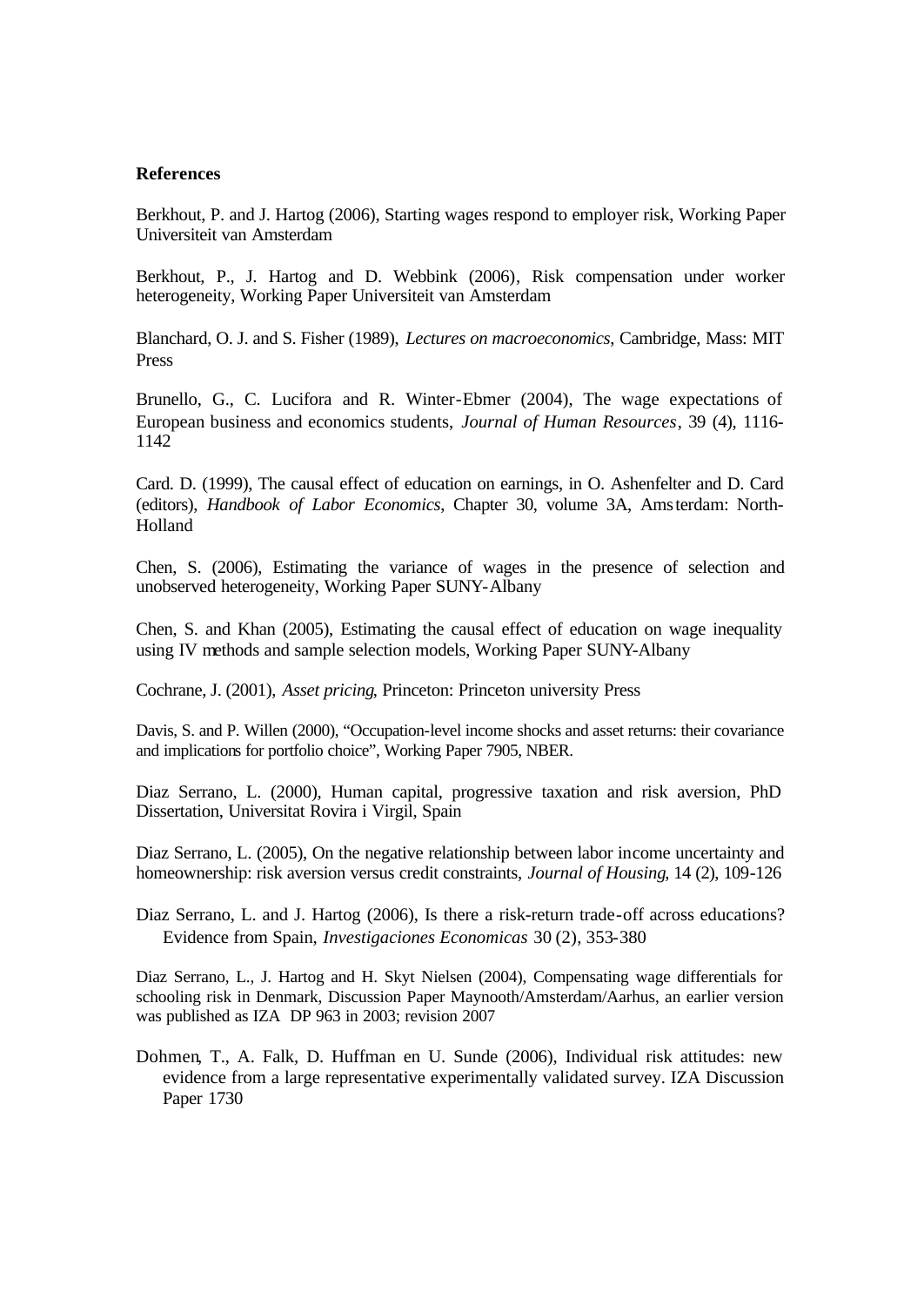**References**

Berkhout, P. and J. Hartog (2006), Starting wages respond to employer risk, Working Paper Universiteit van Amsterdam

Berkhout, P., J. Hartog and D. Webbink (2006), Risk compensation under worker heterogeneity, Working Paper Universiteit van Amsterdam

Blanchard, O. J. and S. Fisher (1989), *Lectures on macroeconomics*, Cambridge, Mass: MIT Press

Brunello, G., C. Lucifora and R. Winter-Ebmer (2004), The wage expectations of European business and economics students, *Journal of Human Resources*, 39 (4), 1116-1142

Card. D. (1999), The causal effect of education on earnings, in O. Ashenfelter and D. Card (editors), *Handbook of Labor Economics*, Chapter 30, volume 3A, Amsterdam: North-Holland

Chen, S. (2006), Estimating the variance of wages in the presence of selection and unobserved heterogeneity, Working Paper SUNY-Albany

Chen, S. and Khan (2005), Estimating the causal effect of education on wage inequality using IV methods and sample selection models, Working Paper SUNY-Albany

Cochrane, J. (2001), *Asset pricing*, Princeton: Princeton university Press

Davis, S. and P. Willen (2000), "Occupation-level income shocks and asset returns: their covariance and implications for portfolio choice", Working Paper 7905, NBER.

Diaz Serrano, L. (2000), Human capital, progressive taxation and risk aversion, PhD Dissertation, Universitat Rovira i Virgil, Spain

Diaz Serrano, L. (2005), On the negative relationship between labor income uncertainty and homeownership: risk aversion versus credit constraints, *Journal of Housing*, 14 (2), 109-126

Diaz Serrano, L. and J. Hartog (2006), Is there a risk-return trade-off across educations? Evidence from Spain, *Investigaciones Economicas* 30 (2), 353-380

Diaz Serrano, L., J. Hartog and H. Skyt Nielsen (2004), Compensating wage differentials for schooling risk in Denmark, Discussion Paper Maynooth/Amsterdam/Aarhus, an earlier version was published as IZA DP 963 in 2003; revision 2007

Dohmen, T., A. Falk, D. Huffman en U. Sunde (2006), Individual risk attitudes: new evidence from a large representative experimentally validated survey. IZA Discussion Paper 1730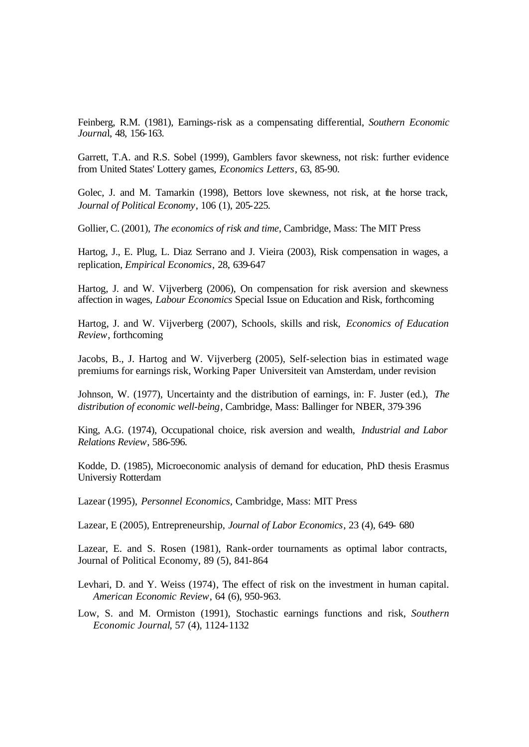Feinberg, R.M. (1981), Earnings-risk as a compensating differential, *Southern Economic Journa*l, 48, 156-163.

Garrett, T.A. and R.S. Sobel (1999), Gamblers favor skewness, not risk: further evidence from United States' Lottery games, *Economics Letters*, 63, 85-90.

Golec, J. and M. Tamarkin (1998), Bettors love skewness, not risk, at the horse track, *Journal of Political Economy*, 106 (1), 205-225.

Gollier, C. (2001), *The economics of risk and time*, Cambridge, Mass: The MIT Press

Hartog, J., E. Plug, L. Diaz Serrano and J. Vieira (2003), Risk compensation in wages, a replication, *Empirical Economics*, 28, 639-647

Hartog, J. and W. Vijverberg (2006), On compensation for risk aversion and skewness affection in wages, *Labour Economics* Special Issue on Education and Risk, forthcoming

Hartog, J. and W. Vijverberg (2007), Schools, skills and risk, *Economics of Education Review*, forthcoming

Jacobs, B., J. Hartog and W. Vijverberg (2005), Self-selection bias in estimated wage premiums for earnings risk, Working Paper Universiteit van Amsterdam, under revision

Johnson, W. (1977), Uncertainty and the distribution of earnings, in: F. Juster (ed.), *The distribution of economic well-being*, Cambridge, Mass: Ballinger for NBER, 379-396

King, A.G. (1974), Occupational choice, risk aversion and wealth, *Industrial and Labor Relations Review*, 586-596.

Kodde, D. (1985), Microeconomic analysis of demand for education, PhD thesis Erasmus Universiy Rotterdam

Lazear (1995), *Personnel Economics*, Cambridge, Mass: MIT Press

Lazear, E (2005), Entrepreneurship, *Journal of Labor Economics*, 23 (4), 649- 680

Lazear, E. and S. Rosen (1981), Rank-order tournaments as optimal labor contracts, Journal of Political Economy, 89 (5), 841-864

Levhari, D. and Y. Weiss (1974), The effect of risk on the investment in human capital. *American Economic Review*, 64 (6), 950-963.

Low, S. and M. Ormiston (1991), Stochastic earnings functions and risk, *Southern Economic Journal*, 57 (4), 1124-1132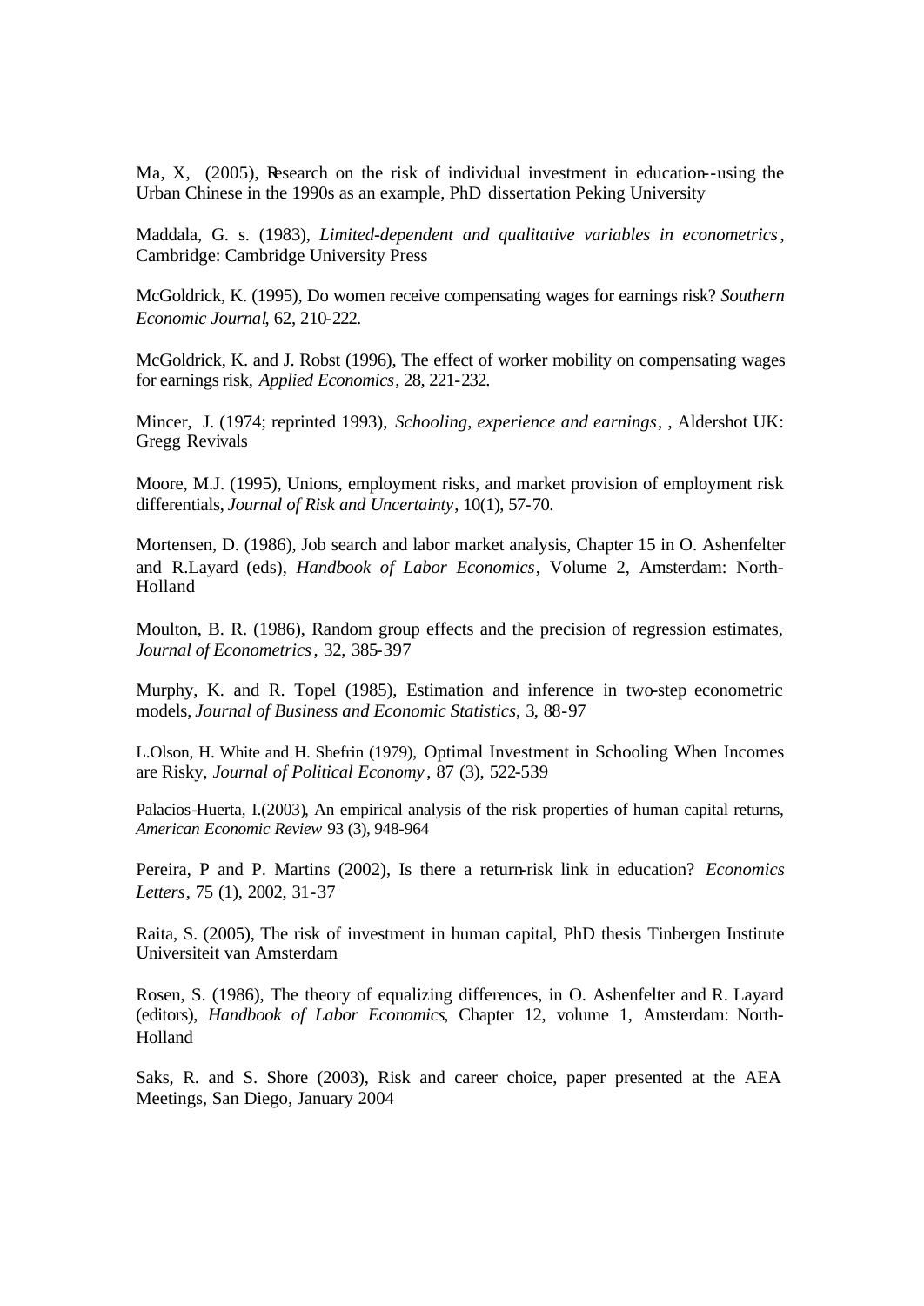Ma, X, (2005), Research on the risk of individual investment in education--using the Urban Chinese in the 1990s as an example, PhD dissertation Peking University

Maddala, G. s. (1983), *Limited-dependent and qualitative variables in econometrics*, Cambridge: Cambridge University Press

McGoldrick, K. (1995), Do women receive compensating wages for earnings risk? *Southern Economic Journal*, 62, 210-222.

McGoldrick, K. and J. Robst (1996), The effect of worker mobility on compensating wages for earnings risk, *Applied Economics*, 28, 221-232.

Mincer, J. (1974; reprinted 1993), *Schooling, experience and earnings*, , Aldershot UK: Gregg Revivals

Moore, M.J. (1995), Unions, employment risks, and market provision of employment risk differentials, *Journal of Risk and Uncertainty*, 10(1), 57-70.

Mortensen, D. (1986), Job search and labor market analysis, Chapter 15 in O. Ashenfelter and R.Layard (eds), *Handbook of Labor Economics*, Volume 2, Amsterdam: North-Holland

Moulton, B. R. (1986), Random group effects and the precision of regression estimates, *Journal of Econometrics*, 32, 385-397

Murphy, K. and R. Topel (1985), Estimation and inference in two-step econometric models, *Journal of Business and Economic Statistics*, 3, 88-97

L.Olson, H. White and H. Shefrin (1979), Optimal Investment in Schooling When Incomes are Risky, *Journal of Political Economy*, 87 (3), 522-539

Palacios-Huerta, I.(2003), An empirical analysis of the risk properties of human capital returns, *American Economic Review* 93 (3), 948-964

Pereira, P and P. Martins (2002), Is there a return-risk link in education? *Economics Letters*, 75 (1), 2002, 31-37

Raita, S. (2005), The risk of investment in human capital, PhD thesis Tinbergen Institute Universiteit van Amsterdam

Rosen, S. (1986), The theory of equalizing differences, in O. Ashenfelter and R. Layard (editors), *Handbook of Labor Economics*, Chapter 12, volume 1, Amsterdam: North-Holland

Saks, R. and S. Shore (2003), Risk and career choice, paper presented at the AEA Meetings, San Diego, January 2004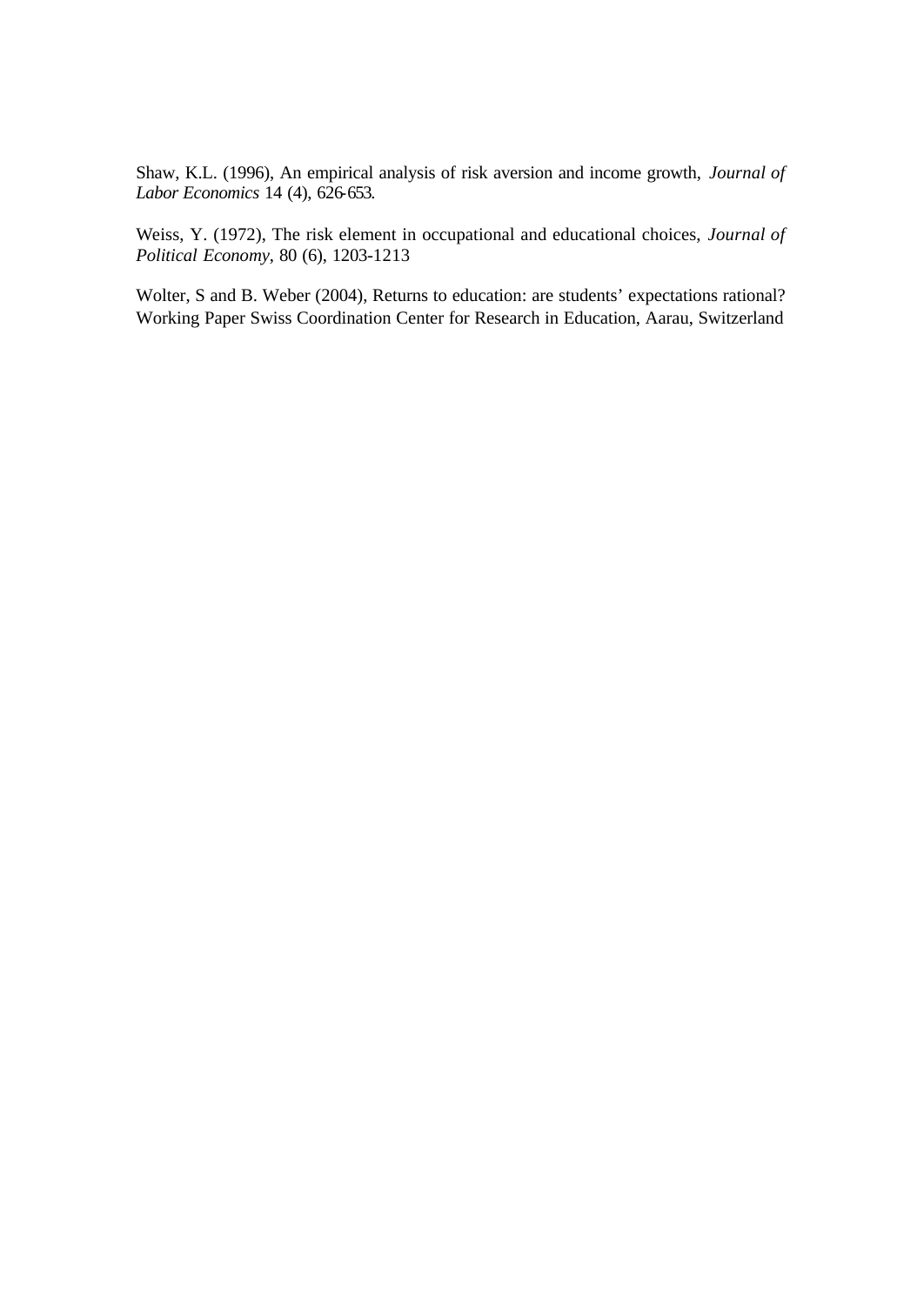Shaw, K.L. (1996), An empirical analysis of risk aversion and income growth, *Journal of Labor Economics* 14 (4), 626-653.

Weiss, Y. (1972), The risk element in occupational and educational choices, *Journal of Political Economy*, 80 (6), 1203-1213

Wolter, S and B. Weber (2004), Returns to education: are students' expectations rational? Working Paper Swiss Coordination Center for Research in Education, Aarau, Switzerland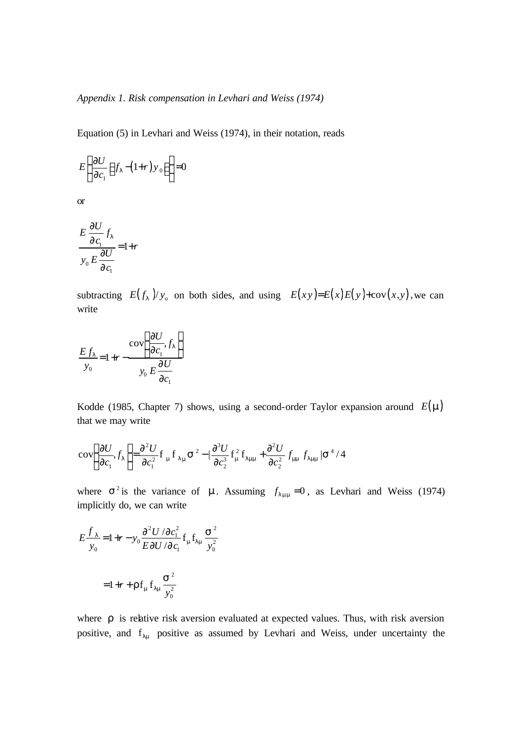*Appendix 1. Risk compensation in Levhari and Weiss (1974)*

Equation (5) in Levhari and Weiss (1974), in their notation, reads

$$E\left[\frac{\partial U}{\partial c_1}\left[f_\lambda - (1+r)y_0\right]\right] = 0$$

or

$$\frac{E\dfrac{\partial U}{\partial c_1}f_\lambda}{y_0 E\dfrac{\partial U}{\partial c_1}} = 1+r$$

subtracting $E(f_\lambda)/y_o$ on both sides, and using $E(xy) = E(x)E(y) + \text{cov}(x,y)$, we can write

$$\frac{E f_\lambda}{y_0} = 1 + r - \frac{\text{cov}\left(\dfrac{\partial U}{\partial c_1}, f_\lambda\right)}{y_0 E\dfrac{\partial U}{\partial c_1}}$$

Kodde (1985, Chapter 7) shows, using a second-order Taylor expansion around $E(\mu)$ that we may write

$$\text{cov}\left(\frac{\partial U}{\partial c_1}, f_\lambda\right) = \frac{\partial^2 U}{\partial c_1^2} f_\mu f_{\lambda\mu}\sigma^2 - \left|\frac{\partial^3 U}{\partial c_2^3} f_\mu^2 f_{\lambda\mu\mu} + \frac{\partial^2 U}{\partial c_2^2} f_{\mu\mu} f_{\lambda\mu\mu}\right|\sigma^4/4$$

where $\sigma^2$ is the variance of $\mu$. Assuming $f_{\lambda\mu\mu} = 0$, as Levhari and Weiss (1974) implicitly do, we can write

$$E\frac{f_\lambda}{y_0} = 1 + r - y_0\frac{\partial^2 U/\partial c_1^2}{E\,\partial U/\partial c_1} f_\mu f_{\lambda\mu}\frac{\sigma^2}{y_0^2}$$

$$= 1 + r + \rho f_\mu f_{\lambda\mu}\frac{\sigma^2}{y_0^2}$$

where $\rho$ is relative risk aversion evaluated at expected values. Thus, with risk aversion positive, and $f_{\lambda\mu}$ positive as assumed by Levhari and Weiss, under uncertainty the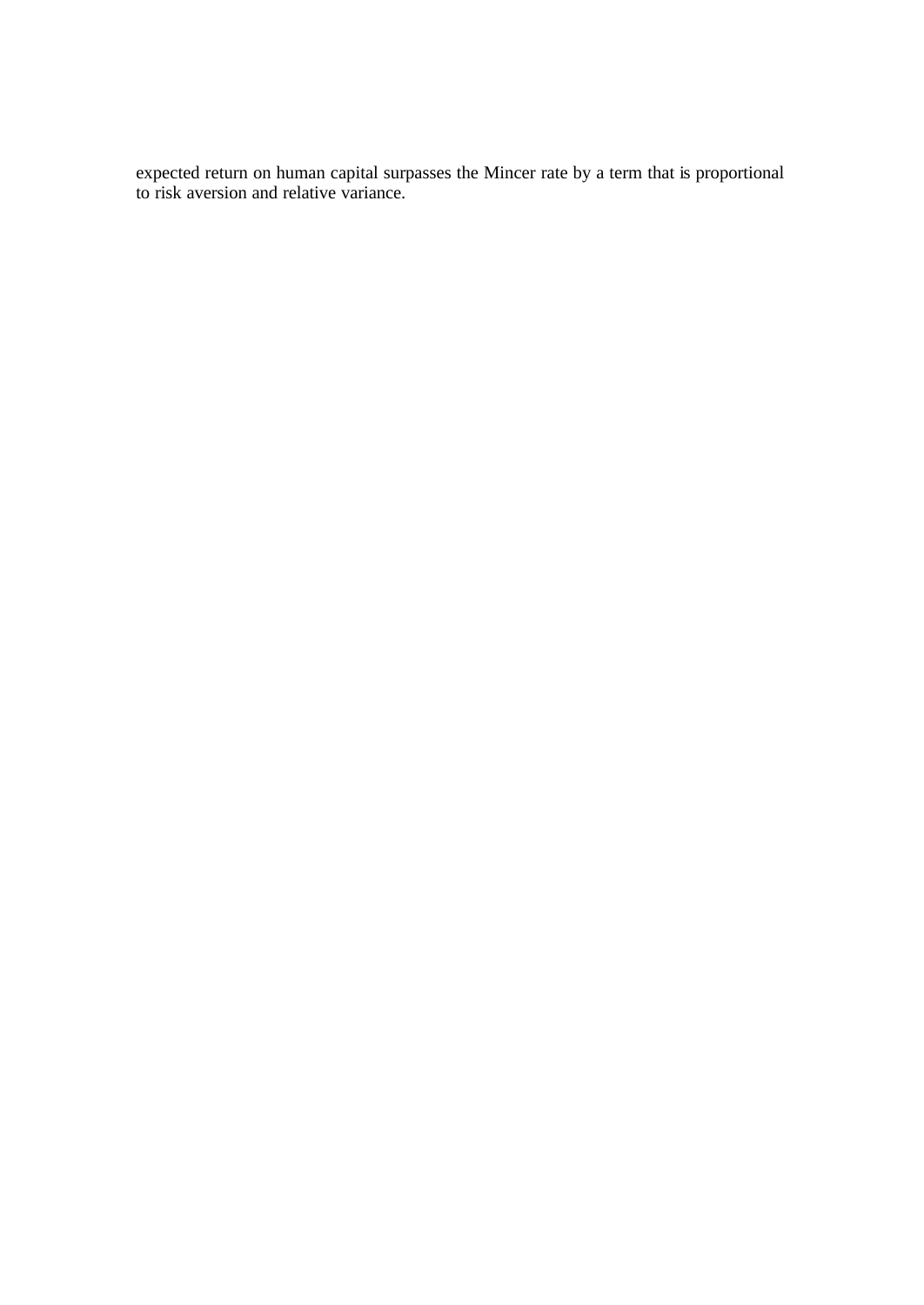expected return on human capital surpasses the Mincer rate by a term that is proportional to risk aversion and relative variance.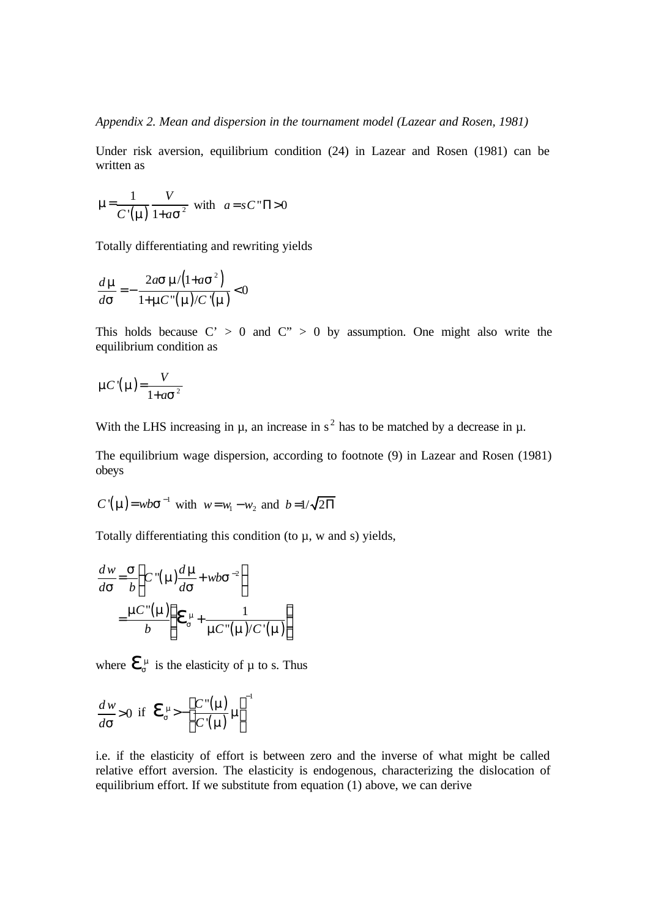*Appendix 2. Mean and dispersion in the tournament model (Lazear and Rosen, 1981)*

Under risk aversion, equilibrium condition (24) in Lazear and Rosen (1981) can be written as

$$\mu = \frac{1}{C'(\mu)} \frac{V}{1+a\sigma^2} \text{ with } a = sC''\Pi > 0$$

Totally differentiating and rewriting yields

$$\frac{d\mu}{d\sigma} = -\frac{2a\sigma\mu/(1+a\sigma^2)}{1+\mu C''(\mu)/C'(\mu)} < 0$$

This holds because C' > 0 and C" > 0 by assumption. One might also write the equilibrium condition as

$$\mu C'(\mu) = \frac{V}{1+a\sigma^2}$$

With the LHS increasing in μ, an increase in $s^2$ has to be matched by a decrease in μ.

The equilibrium wage dispersion, according to footnote (9) in Lazear and Rosen (1981) obeys

$$C'(\mu) = wb\sigma^{-1} \text{ with } w = w_1 - w_2 \text{ and } b = 1/\sqrt{2\Pi}$$

Totally differentiating this condition (to μ, w and s) yields,

$$\begin{aligned}\frac{dw}{d\sigma} &= \frac{\sigma}{b}\left(C''(\mu)\frac{d\mu}{d\sigma} + wb\sigma^{-2}\right) \\ &= \frac{\mu C''(\mu)}{b}\left(\varepsilon_\sigma^\mu + \frac{1}{\mu C''(\mu)/C'(\mu)}\right)\end{aligned}$$

where $\varepsilon_\sigma^\mu$ is the elasticity of μ to s. Thus

$$\frac{dw}{d\sigma} > 0 \text{ if } \varepsilon_\sigma^\mu > -\left(\frac{C''(\mu)}{C'(\mu)}\mu\right)^{-1}$$

i.e. if the elasticity of effort is between zero and the inverse of what might be called relative effort aversion. The elasticity is endogenous, characterizing the dislocation of equilibrium effort. If we substitute from equation (1) above, we can derive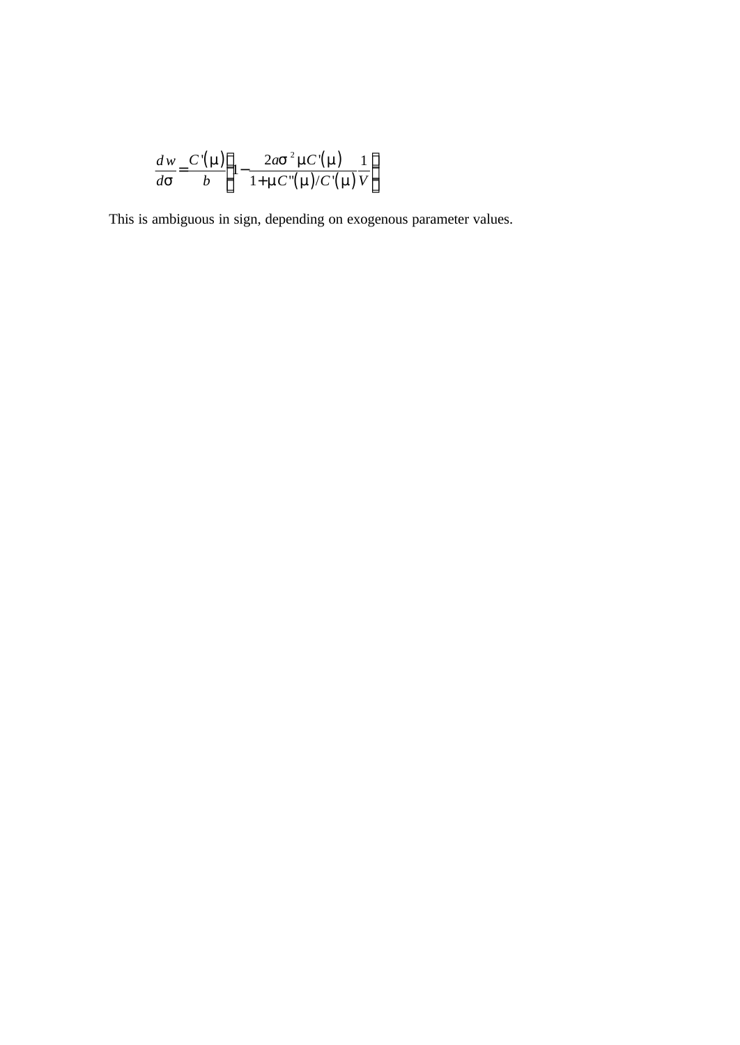$$\frac{dw}{d\sigma} = \frac{C'(\mu)}{b}\left(1 - \frac{2a\sigma^2 \mu C'(\mu)}{1 + \mu C''(\mu)/C'(\mu)} \frac{1}{V}\right)$$

This is ambiguous in sign, depending on exogenous parameter values.